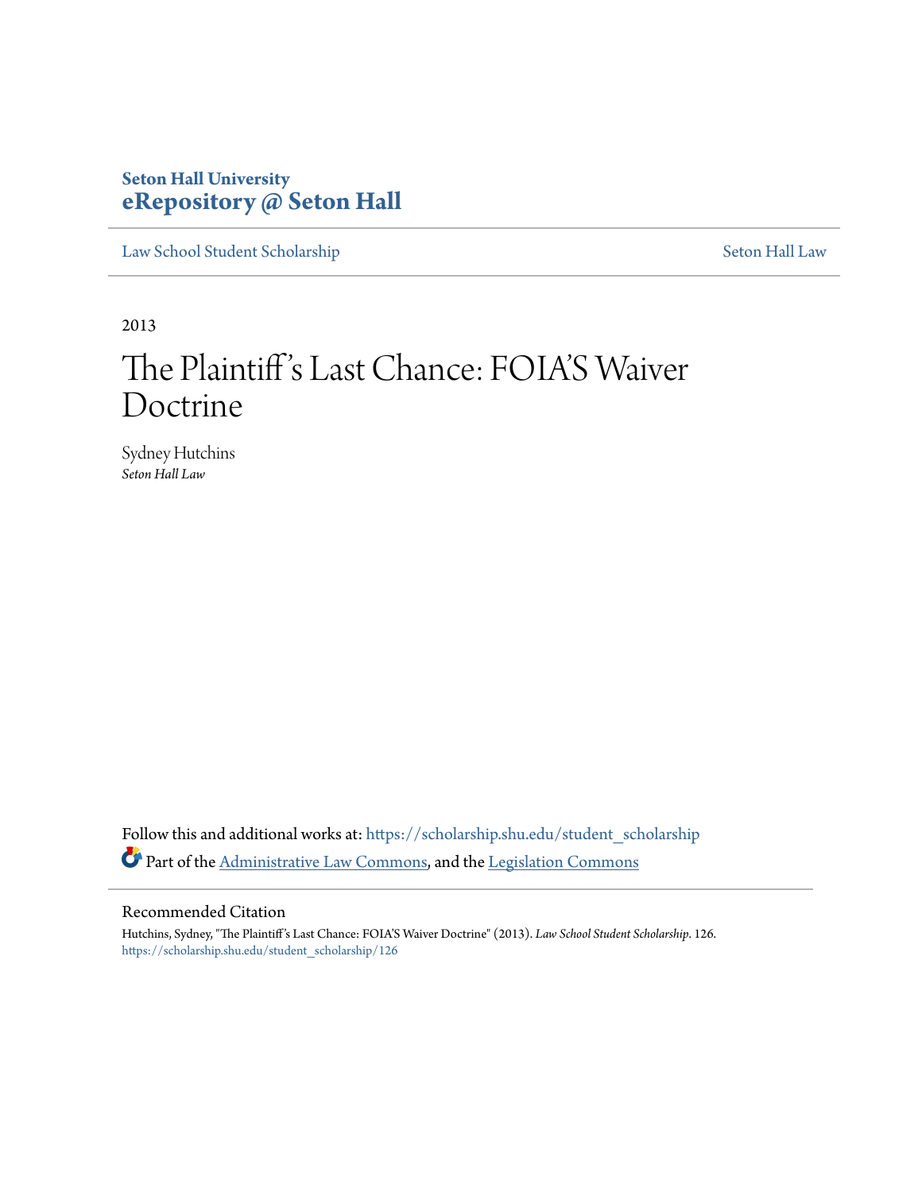**Seton Hall University**
**eRepository @ Seton Hall**

Law School Student Scholarship | Seton Hall Law

2013

# The Plaintiff's Last Chance: FOIA'S Waiver Doctrine

Sydney Hutchins
*Seton Hall Law*

Follow this and additional works at: https://scholarship.shu.edu/student_scholarship

Part of the Administrative Law Commons, and the Legislation Commons

## Recommended Citation

Hutchins, Sydney, "The Plaintiff's Last Chance: FOIA'S Waiver Doctrine" (2013). *Law School Student Scholarship*. 126.
https://scholarship.shu.edu/student_scholarship/126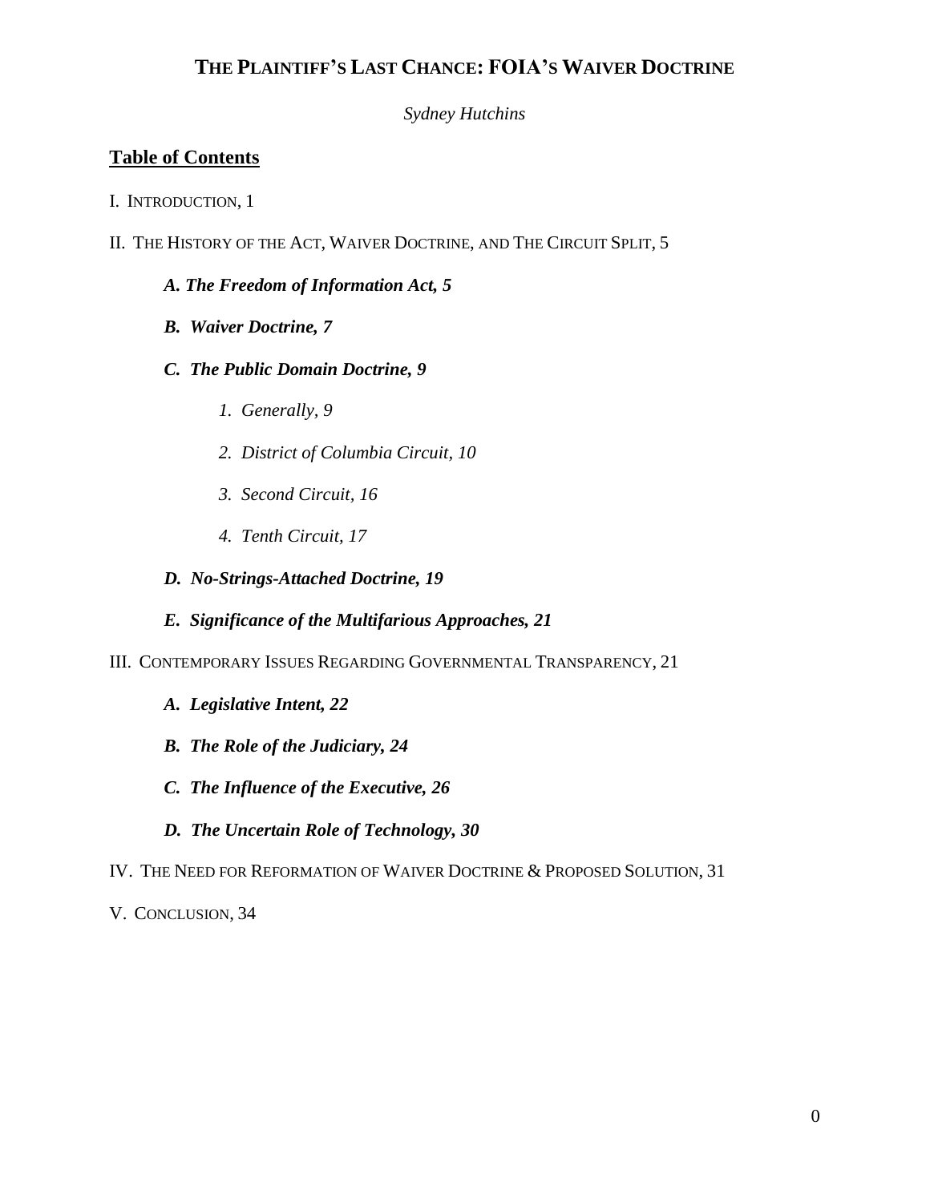# THE PLAINTIFF'S LAST CHANCE: FOIA'S WAIVER DOCTRINE

*Sydney Hutchins*

## Table of Contents

I. INTRODUCTION, 1

II. THE HISTORY OF THE ACT, WAIVER DOCTRINE, AND THE CIRCUIT SPLIT, 5

- ***A. The Freedom of Information Act, 5***
- ***B. Waiver Doctrine, 7***
- ***C. The Public Domain Doctrine, 9***
  - *1. Generally, 9*
  - *2. District of Columbia Circuit, 10*
  - *3. Second Circuit, 16*
  - *4. Tenth Circuit, 17*
- ***D. No-Strings-Attached Doctrine, 19***
- ***E. Significance of the Multifarious Approaches, 21***

III. CONTEMPORARY ISSUES REGARDING GOVERNMENTAL TRANSPARENCY, 21

- ***A. Legislative Intent, 22***
- ***B. The Role of the Judiciary, 24***
- ***C. The Influence of the Executive, 26***
- ***D. The Uncertain Role of Technology, 30***

IV. THE NEED FOR REFORMATION OF WAIVER DOCTRINE & PROPOSED SOLUTION, 31

V. CONCLUSION, 34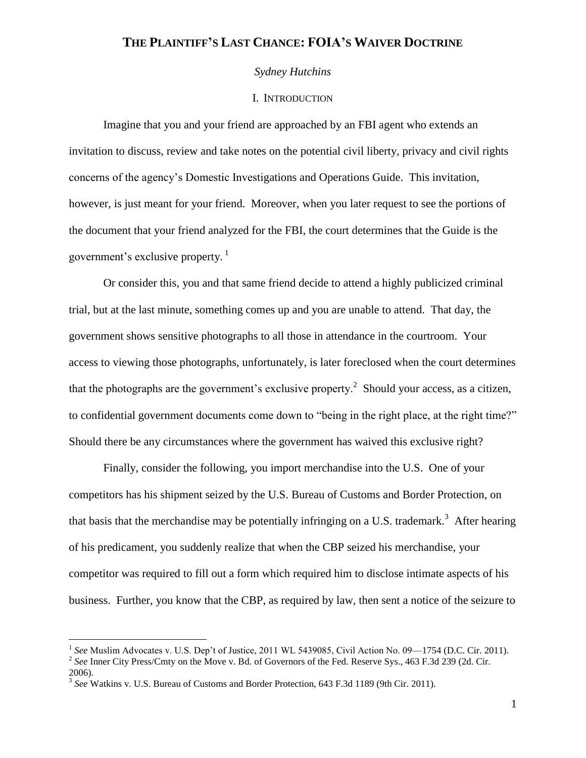# THE PLAINTIFF'S LAST CHANCE: FOIA'S WAIVER DOCTRINE

*Sydney Hutchins*

## I. INTRODUCTION

Imagine that you and your friend are approached by an FBI agent who extends an invitation to discuss, review and take notes on the potential civil liberty, privacy and civil rights concerns of the agency's Domestic Investigations and Operations Guide. This invitation, however, is just meant for your friend. Moreover, when you later request to see the portions of the document that your friend analyzed for the FBI, the court determines that the Guide is the government's exclusive property. [1]

Or consider this, you and that same friend decide to attend a highly publicized criminal trial, but at the last minute, something comes up and you are unable to attend. That day, the government shows sensitive photographs to all those in attendance in the courtroom. Your access to viewing those photographs, unfortunately, is later foreclosed when the court determines that the photographs are the government's exclusive property.[2] Should your access, as a citizen, to confidential government documents come down to "being in the right place, at the right time?" Should there be any circumstances where the government has waived this exclusive right?

Finally, consider the following, you import merchandise into the U.S. One of your competitors has his shipment seized by the U.S. Bureau of Customs and Border Protection, on that basis that the merchandise may be potentially infringing on a U.S. trademark.[3] After hearing of his predicament, you suddenly realize that when the CBP seized his merchandise, your competitor was required to fill out a form which required him to disclose intimate aspects of his business. Further, you know that the CBP, as required by law, then sent a notice of the seizure to

---

[1] *See* Muslim Advocates v. U.S. Dep't of Justice, 2011 WL 5439085, Civil Action No. 09—1754 (D.C. Cir. 2011).

[2] *See* Inner City Press/Cmty on the Move v. Bd. of Governors of the Fed. Reserve Sys., 463 F.3d 239 (2d. Cir. 2006).

[3] *See* Watkins v. U.S. Bureau of Customs and Border Protection, 643 F.3d 1189 (9th Cir. 2011).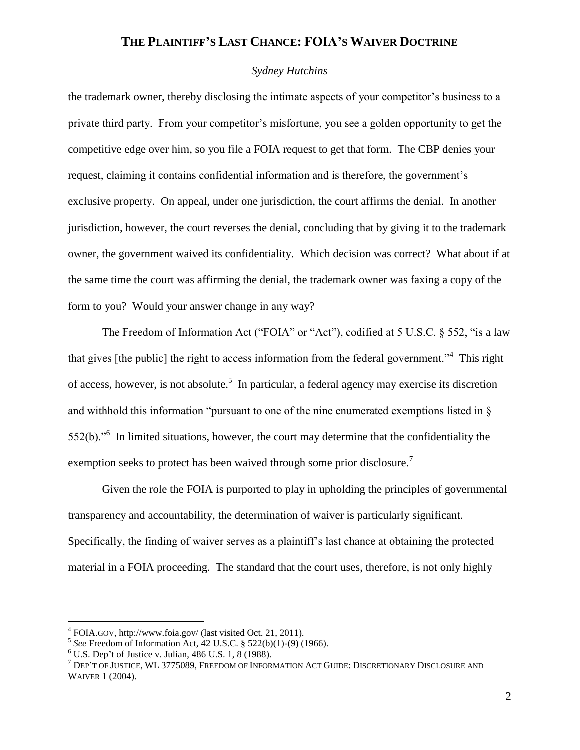the trademark owner, thereby disclosing the intimate aspects of your competitor's business to a private third party. From your competitor's misfortune, you see a golden opportunity to get the competitive edge over him, so you file a FOIA request to get that form. The CBP denies your request, claiming it contains confidential information and is therefore, the government's exclusive property. On appeal, under one jurisdiction, the court affirms the denial. In another jurisdiction, however, the court reverses the denial, concluding that by giving it to the trademark owner, the government waived its confidentiality. Which decision was correct? What about if at the same time the court was affirming the denial, the trademark owner was faxing a copy of the form to you? Would your answer change in any way?

The Freedom of Information Act ("FOIA" or "Act"), codified at 5 U.S.C. § 552, "is a law that gives [the public] the right to access information from the federal government."[4] This right of access, however, is not absolute.[5] In particular, a federal agency may exercise its discretion and withhold this information "pursuant to one of the nine enumerated exemptions listed in § 552(b)."[6] In limited situations, however, the court may determine that the confidentiality the exemption seeks to protect has been waived through some prior disclosure.[7]

Given the role the FOIA is purported to play in upholding the principles of governmental transparency and accountability, the determination of waiver is particularly significant. Specifically, the finding of waiver serves as a plaintiff's last chance at obtaining the protected material in a FOIA proceeding. The standard that the court uses, therefore, is not only highly

---

[4] FOIA.GOV, http://www.foia.gov/ (last visited Oct. 21, 2011).

[5] *See* Freedom of Information Act, 42 U.S.C. § 522(b)(1)-(9) (1966).

[6] U.S. Dep't of Justice v. Julian, 486 U.S. 1, 8 (1988).

[7] DEP'T OF JUSTICE, WL 3775089, FREEDOM OF INFORMATION ACT GUIDE: DISCRETIONARY DISCLOSURE AND WAIVER 1 (2004).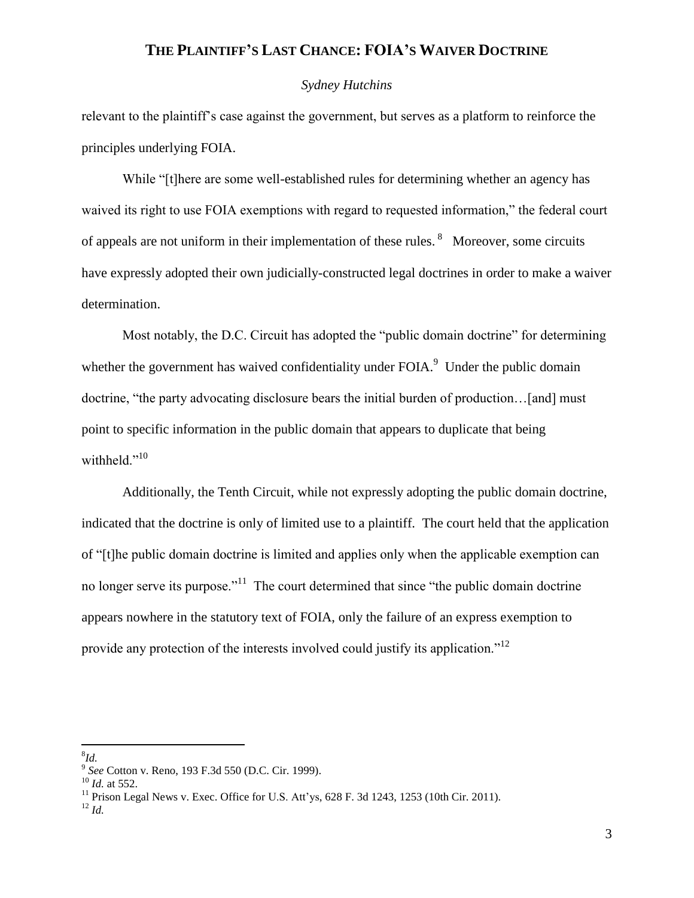relevant to the plaintiff's case against the government, but serves as a platform to reinforce the principles underlying FOIA.

While "[t]here are some well-established rules for determining whether an agency has waived its right to use FOIA exemptions with regard to requested information," the federal court of appeals are not uniform in their implementation of these rules.[8] Moreover, some circuits have expressly adopted their own judicially-constructed legal doctrines in order to make a waiver determination.

Most notably, the D.C. Circuit has adopted the "public domain doctrine" for determining whether the government has waived confidentiality under FOIA.[9] Under the public domain doctrine, "the party advocating disclosure bears the initial burden of production…[and] must point to specific information in the public domain that appears to duplicate that being withheld."[10]

Additionally, the Tenth Circuit, while not expressly adopting the public domain doctrine, indicated that the doctrine is only of limited use to a plaintiff. The court held that the application of "[t]he public domain doctrine is limited and applies only when the applicable exemption can no longer serve its purpose."[11] The court determined that since "the public domain doctrine appears nowhere in the statutory text of FOIA, only the failure of an express exemption to provide any protection of the interests involved could justify its application."[12]

---

[8] *Id.*

[9] *See* Cotton v. Reno, 193 F.3d 550 (D.C. Cir. 1999).

[10] *Id.* at 552.

[11] Prison Legal News v. Exec. Office for U.S. Att'ys, 628 F. 3d 1243, 1253 (10th Cir. 2011).

[12] *Id.*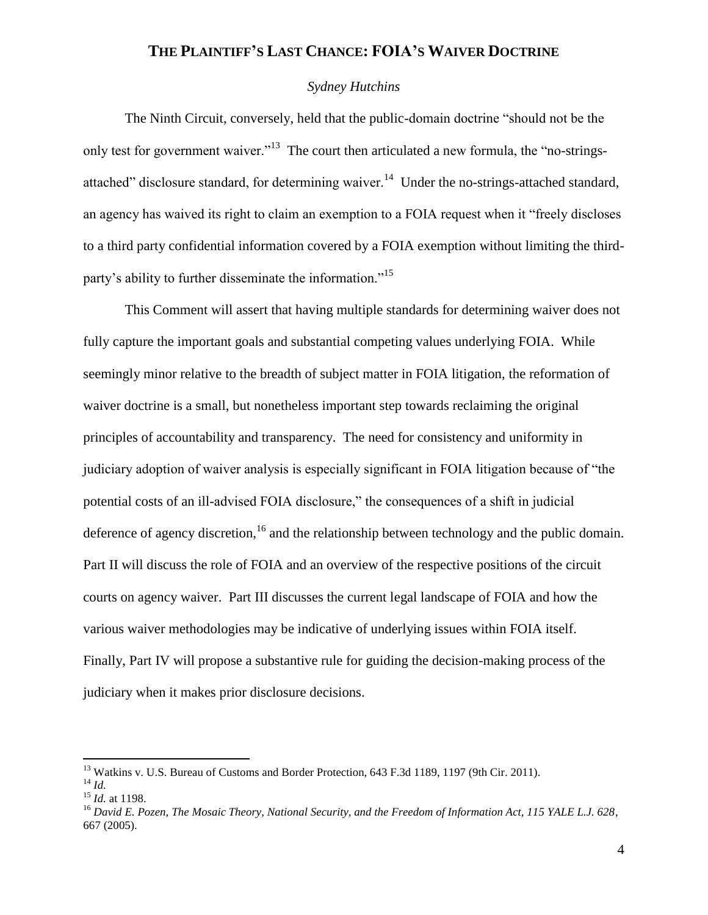The Ninth Circuit, conversely, held that the public-domain doctrine "should not be the only test for government waiver."[13] The court then articulated a new formula, the "no-strings-attached" disclosure standard, for determining waiver.[14] Under the no-strings-attached standard, an agency has waived its right to claim an exemption to a FOIA request when it "freely discloses to a third party confidential information covered by a FOIA exemption without limiting the third-party's ability to further disseminate the information."[15]

This Comment will assert that having multiple standards for determining waiver does not fully capture the important goals and substantial competing values underlying FOIA. While seemingly minor relative to the breadth of subject matter in FOIA litigation, the reformation of waiver doctrine is a small, but nonetheless important step towards reclaiming the original principles of accountability and transparency. The need for consistency and uniformity in judiciary adoption of waiver analysis is especially significant in FOIA litigation because of "the potential costs of an ill-advised FOIA disclosure," the consequences of a shift in judicial deference of agency discretion,[16] and the relationship between technology and the public domain. Part II will discuss the role of FOIA and an overview of the respective positions of the circuit courts on agency waiver. Part III discusses the current legal landscape of FOIA and how the various waiver methodologies may be indicative of underlying issues within FOIA itself. Finally, Part IV will propose a substantive rule for guiding the decision-making process of the judiciary when it makes prior disclosure decisions.

---

[13] Watkins v. U.S. Bureau of Customs and Border Protection, 643 F.3d 1189, 1197 (9th Cir. 2011).

[14] *Id.*

[15] *Id.* at 1198.

[16] *David E. Pozen, The Mosaic Theory, National Security, and the Freedom of Information Act, 115 YALE L.J. 628*, 667 (2005).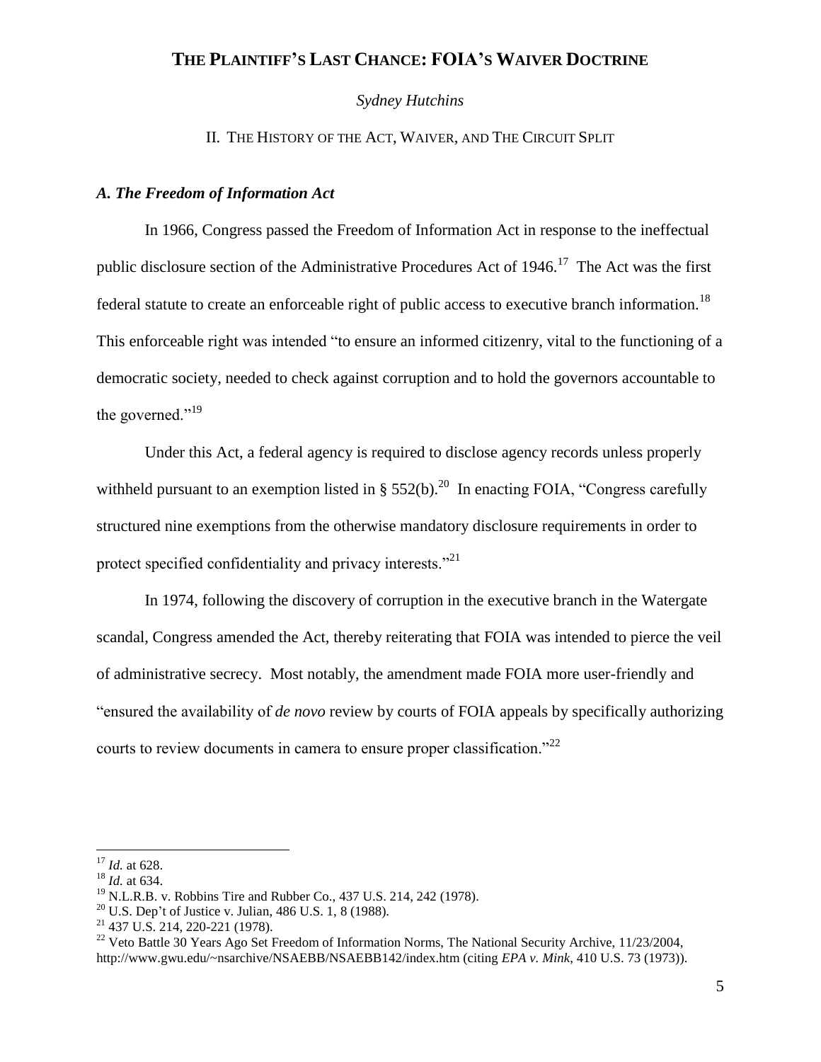# THE PLAINTIFF'S LAST CHANCE: FOIA'S WAIVER DOCTRINE

*Sydney Hutchins*

## II. THE HISTORY OF THE ACT, WAIVER, AND THE CIRCUIT SPLIT

### *A. The Freedom of Information Act*

In 1966, Congress passed the Freedom of Information Act in response to the ineffectual public disclosure section of the Administrative Procedures Act of 1946.[17] The Act was the first federal statute to create an enforceable right of public access to executive branch information.[18] This enforceable right was intended "to ensure an informed citizenry, vital to the functioning of a democratic society, needed to check against corruption and to hold the governors accountable to the governed."[19]

Under this Act, a federal agency is required to disclose agency records unless properly withheld pursuant to an exemption listed in § 552(b).[20] In enacting FOIA, "Congress carefully structured nine exemptions from the otherwise mandatory disclosure requirements in order to protect specified confidentiality and privacy interests."[21]

In 1974, following the discovery of corruption in the executive branch in the Watergate scandal, Congress amended the Act, thereby reiterating that FOIA was intended to pierce the veil of administrative secrecy. Most notably, the amendment made FOIA more user-friendly and "ensured the availability of *de novo* review by courts of FOIA appeals by specifically authorizing courts to review documents in camera to ensure proper classification."[22]

---

[17] *Id.* at 628.

[18] *Id.* at 634.

[19] N.L.R.B. v. Robbins Tire and Rubber Co., 437 U.S. 214, 242 (1978).

[20] U.S. Dep't of Justice v. Julian, 486 U.S. 1, 8 (1988).

[21] 437 U.S. 214, 220-221 (1978).

[22] Veto Battle 30 Years Ago Set Freedom of Information Norms, The National Security Archive, 11/23/2004, http://www.gwu.edu/~nsarchive/NSAEBB/NSAEBB142/index.htm (citing *EPA v. Mink*, 410 U.S. 73 (1973)).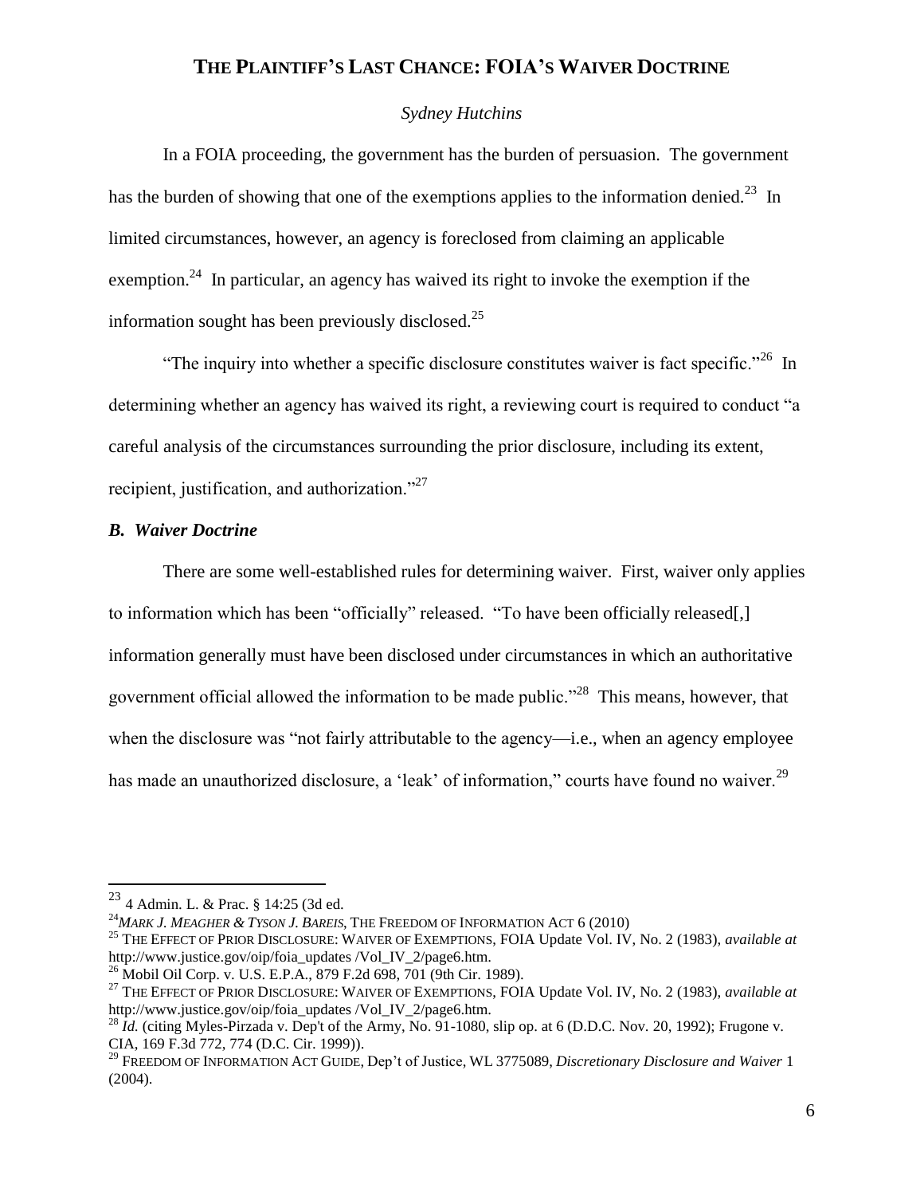In a FOIA proceeding, the government has the burden of persuasion. The government has the burden of showing that one of the exemptions applies to the information denied.[23] In limited circumstances, however, an agency is foreclosed from claiming an applicable exemption.[24] In particular, an agency has waived its right to invoke the exemption if the information sought has been previously disclosed.[25]

"The inquiry into whether a specific disclosure constitutes waiver is fact specific."[26] In determining whether an agency has waived its right, a reviewing court is required to conduct "a careful analysis of the circumstances surrounding the prior disclosure, including its extent, recipient, justification, and authorization."[27]

### *B. Waiver Doctrine*

There are some well-established rules for determining waiver. First, waiver only applies to information which has been "officially" released. "To have been officially released[,] information generally must have been disclosed under circumstances in which an authoritative government official allowed the information to be made public."[28] This means, however, that when the disclosure was "not fairly attributable to the agency—i.e., when an agency employee has made an unauthorized disclosure, a 'leak' of information," courts have found no waiver.[29]

---

[23] 4 Admin. L. & Prac. § 14:25 (3d ed.

[24] *MARK J. MEAGHER & TYSON J. BAREIS*, THE FREEDOM OF INFORMATION ACT 6 (2010)

[25] THE EFFECT OF PRIOR DISCLOSURE: WAIVER OF EXEMPTIONS, FOIA Update Vol. IV, No. 2 (1983), *available at* http://www.justice.gov/oip/foia_updates /Vol_IV_2/page6.htm.

[26] Mobil Oil Corp. v. U.S. E.P.A., 879 F.2d 698, 701 (9th Cir. 1989).

[27] THE EFFECT OF PRIOR DISCLOSURE: WAIVER OF EXEMPTIONS, FOIA Update Vol. IV, No. 2 (1983), *available at* http://www.justice.gov/oip/foia_updates /Vol_IV_2/page6.htm.

[28] *Id.* (citing Myles-Pirzada v. Dep't of the Army, No. 91-1080, slip op. at 6 (D.D.C. Nov. 20, 1992); Frugone v. CIA, 169 F.3d 772, 774 (D.C. Cir. 1999)).

[29] FREEDOM OF INFORMATION ACT GUIDE, Dep't of Justice, WL 3775089, *Discretionary Disclosure and Waiver* 1 (2004).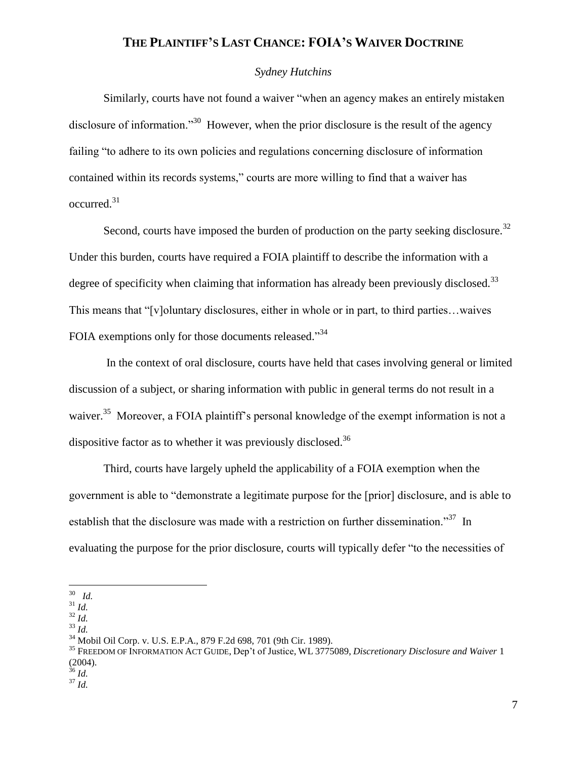Similarly, courts have not found a waiver "when an agency makes an entirely mistaken disclosure of information."[30] However, when the prior disclosure is the result of the agency failing "to adhere to its own policies and regulations concerning disclosure of information contained within its records systems," courts are more willing to find that a waiver has occurred.[31]

Second, courts have imposed the burden of production on the party seeking disclosure.[32] Under this burden, courts have required a FOIA plaintiff to describe the information with a degree of specificity when claiming that information has already been previously disclosed.[33] This means that "[v]oluntary disclosures, either in whole or in part, to third parties…waives FOIA exemptions only for those documents released."[34]

In the context of oral disclosure, courts have held that cases involving general or limited discussion of a subject, or sharing information with public in general terms do not result in a waiver.[35] Moreover, a FOIA plaintiff's personal knowledge of the exempt information is not a dispositive factor as to whether it was previously disclosed.[36]

Third, courts have largely upheld the applicability of a FOIA exemption when the government is able to "demonstrate a legitimate purpose for the [prior] disclosure, and is able to establish that the disclosure was made with a restriction on further dissemination."[37] In evaluating the purpose for the prior disclosure, courts will typically defer "to the necessities of

---

[30] *Id.*
[31] *Id.*
[32] *Id.*
[33] *Id.*
[34] Mobil Oil Corp. v. U.S. E.P.A., 879 F.2d 698, 701 (9th Cir. 1989).
[35] FREEDOM OF INFORMATION ACT GUIDE, Dep't of Justice, WL 3775089, *Discretionary Disclosure and Waiver* 1 (2004).
[36] *Id.*
[37] *Id.*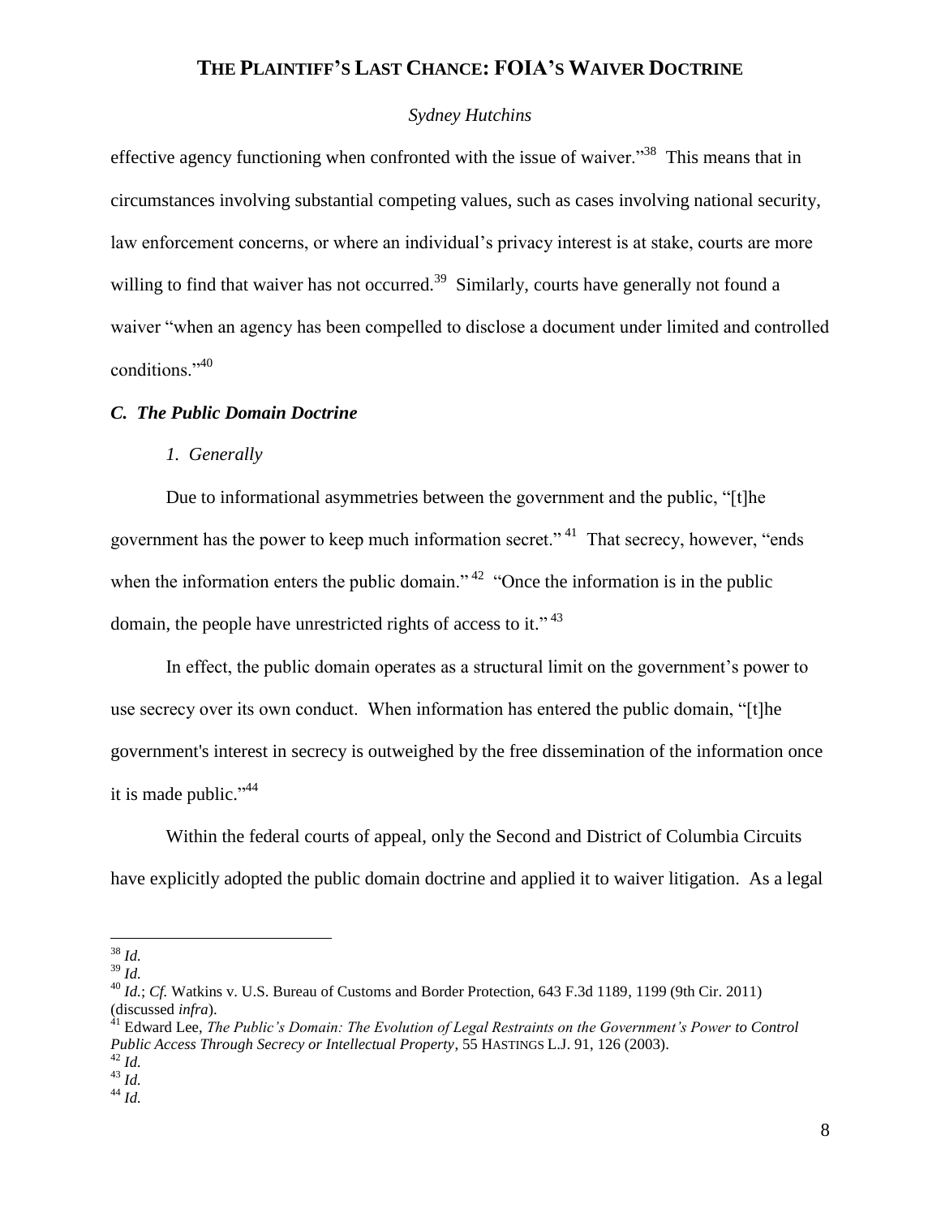effective agency functioning when confronted with the issue of waiver."[38] This means that in circumstances involving substantial competing values, such as cases involving national security, law enforcement concerns, or where an individual's privacy interest is at stake, courts are more willing to find that waiver has not occurred.[39] Similarly, courts have generally not found a waiver "when an agency has been compelled to disclose a document under limited and controlled conditions."[40]

### *C. The Public Domain Doctrine*

#### *1. Generally*

Due to informational asymmetries between the government and the public, "[t]he government has the power to keep much information secret."[41] That secrecy, however, "ends when the information enters the public domain."[42] "Once the information is in the public domain, the people have unrestricted rights of access to it."[43]

In effect, the public domain operates as a structural limit on the government's power to use secrecy over its own conduct. When information has entered the public domain, "[t]he government's interest in secrecy is outweighed by the free dissemination of the information once it is made public."[44]

Within the federal courts of appeal, only the Second and District of Columbia Circuits have explicitly adopted the public domain doctrine and applied it to waiver litigation. As a legal

---

[38] *Id.*

[39] *Id.*

[40] *Id.*; *Cf.* Watkins v. U.S. Bureau of Customs and Border Protection, 643 F.3d 1189, 1199 (9th Cir. 2011) (discussed *infra*).

[41] Edward Lee, *The Public's Domain: The Evolution of Legal Restraints on the Government's Power to Control Public Access Through Secrecy or Intellectual Property*, 55 HASTINGS L.J. 91, 126 (2003).

[42] *Id.*

[43] *Id.*

[44] *Id.*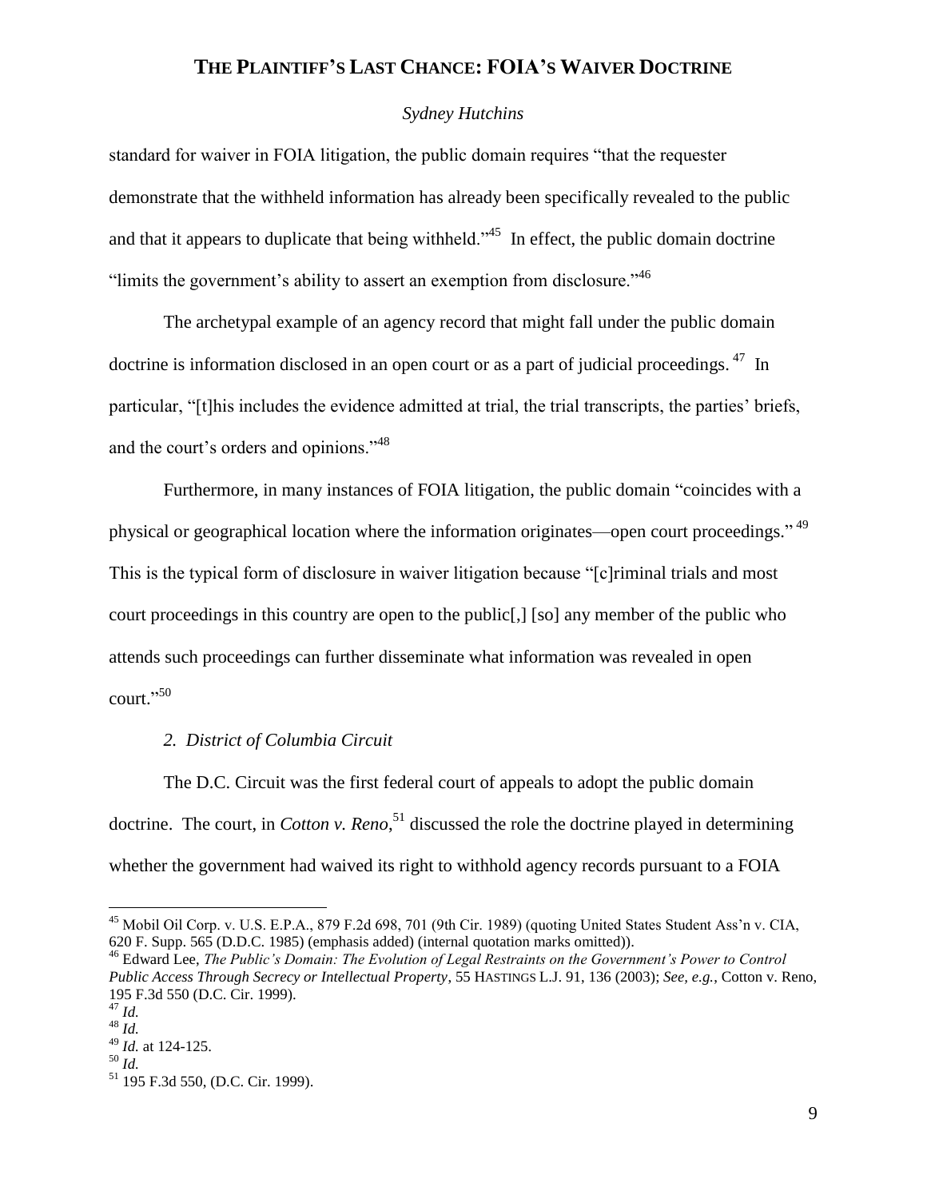standard for waiver in FOIA litigation, the public domain requires "that the requester demonstrate that the withheld information has already been specifically revealed to the public and that it appears to duplicate that being withheld."[45] In effect, the public domain doctrine "limits the government's ability to assert an exemption from disclosure."[46]

The archetypal example of an agency record that might fall under the public domain doctrine is information disclosed in an open court or as a part of judicial proceedings.[47] In particular, "[t]his includes the evidence admitted at trial, the trial transcripts, the parties' briefs, and the court's orders and opinions."[48]

Furthermore, in many instances of FOIA litigation, the public domain "coincides with a physical or geographical location where the information originates—open court proceedings."[49] This is the typical form of disclosure in waiver litigation because "[c]riminal trials and most court proceedings in this country are open to the public[,] [so] any member of the public who attends such proceedings can further disseminate what information was revealed in open court."[50]

### *2. District of Columbia Circuit*

The D.C. Circuit was the first federal court of appeals to adopt the public domain doctrine. The court, in *Cotton v. Reno*,[51] discussed the role the doctrine played in determining whether the government had waived its right to withhold agency records pursuant to a FOIA

---

[45] Mobil Oil Corp. v. U.S. E.P.A., 879 F.2d 698, 701 (9th Cir. 1989) (quoting United States Student Ass'n v. CIA, 620 F. Supp. 565 (D.D.C. 1985) (emphasis added) (internal quotation marks omitted)).

[46] Edward Lee, *The Public's Domain: The Evolution of Legal Restraints on the Government's Power to Control Public Access Through Secrecy or Intellectual Property*, 55 HASTINGS L.J. 91, 136 (2003); *See, e.g.*, Cotton v. Reno, 195 F.3d 550 (D.C. Cir. 1999).

[47] *Id.*

[48] *Id.*

[49] *Id.* at 124-125.

[50] *Id.*

[51] 195 F.3d 550, (D.C. Cir. 1999).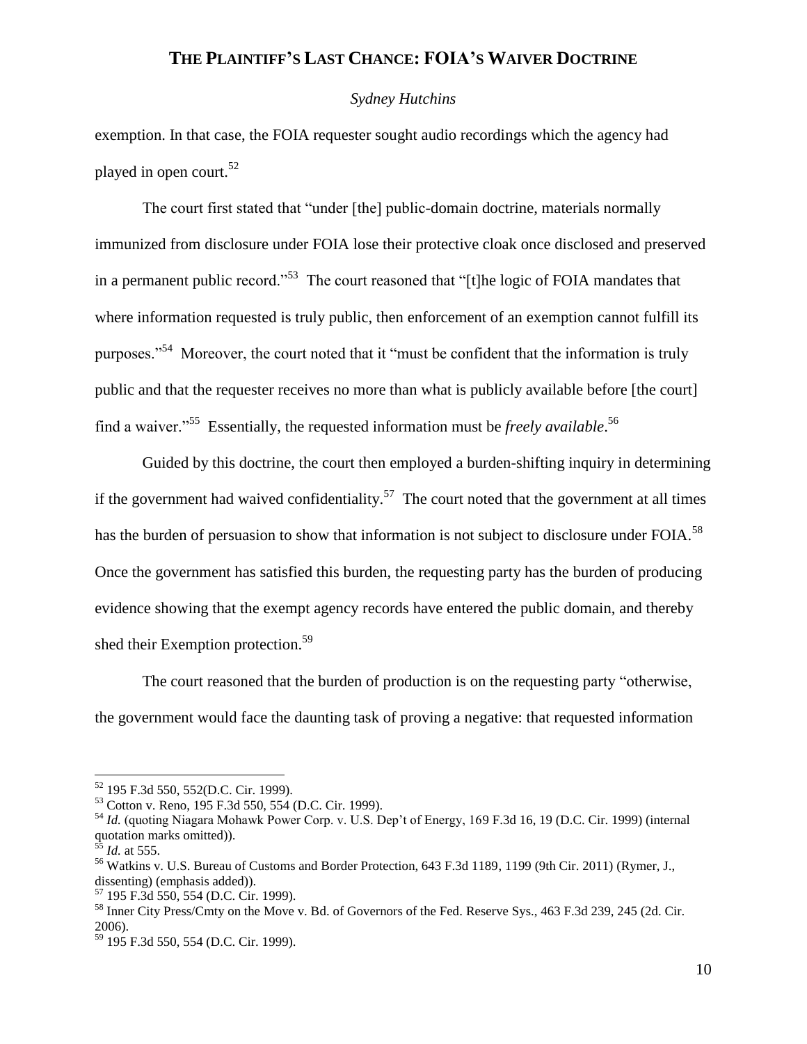exemption. In that case, the FOIA requester sought audio recordings which the agency had played in open court.[52]

The court first stated that "under [the] public-domain doctrine, materials normally immunized from disclosure under FOIA lose their protective cloak once disclosed and preserved in a permanent public record."[53] The court reasoned that "[t]he logic of FOIA mandates that where information requested is truly public, then enforcement of an exemption cannot fulfill its purposes."[54] Moreover, the court noted that it "must be confident that the information is truly public and that the requester receives no more than what is publicly available before [the court] find a waiver."[55] Essentially, the requested information must be *freely available*.[56]

Guided by this doctrine, the court then employed a burden-shifting inquiry in determining if the government had waived confidentiality.[57] The court noted that the government at all times has the burden of persuasion to show that information is not subject to disclosure under FOIA.[58] Once the government has satisfied this burden, the requesting party has the burden of producing evidence showing that the exempt agency records have entered the public domain, and thereby shed their Exemption protection.[59]

The court reasoned that the burden of production is on the requesting party "otherwise, the government would face the daunting task of proving a negative: that requested information

---

[52] 195 F.3d 550, 552(D.C. Cir. 1999).

[53] Cotton v. Reno, 195 F.3d 550, 554 (D.C. Cir. 1999).

[54] *Id.* (quoting Niagara Mohawk Power Corp. v. U.S. Dep't of Energy, 169 F.3d 16, 19 (D.C. Cir. 1999) (internal quotation marks omitted)).

[55] *Id.* at 555.

[56] Watkins v. U.S. Bureau of Customs and Border Protection, 643 F.3d 1189, 1199 (9th Cir. 2011) (Rymer, J., dissenting) (emphasis added)).

[57] 195 F.3d 550, 554 (D.C. Cir. 1999).

[58] Inner City Press/Cmty on the Move v. Bd. of Governors of the Fed. Reserve Sys., 463 F.3d 239, 245 (2d. Cir. 2006).

[59] 195 F.3d 550, 554 (D.C. Cir. 1999).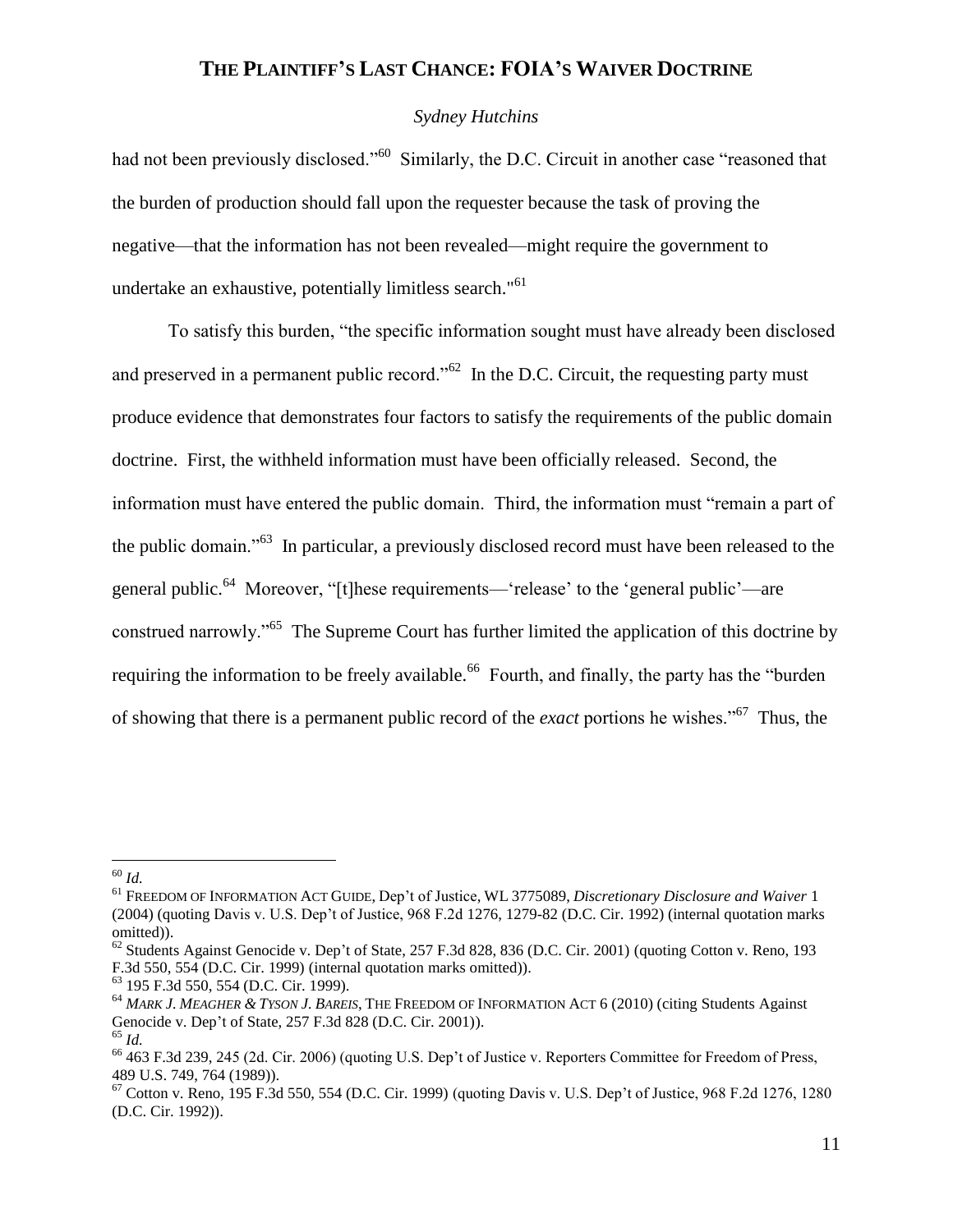had not been previously disclosed."[60] Similarly, the D.C. Circuit in another case "reasoned that the burden of production should fall upon the requester because the task of proving the negative—that the information has not been revealed—might require the government to undertake an exhaustive, potentially limitless search."[61]

To satisfy this burden, "the specific information sought must have already been disclosed and preserved in a permanent public record."[62] In the D.C. Circuit, the requesting party must produce evidence that demonstrates four factors to satisfy the requirements of the public domain doctrine. First, the withheld information must have been officially released. Second, the information must have entered the public domain. Third, the information must "remain a part of the public domain."[63] In particular, a previously disclosed record must have been released to the general public.[64] Moreover, "[t]hese requirements—'release' to the 'general public'—are construed narrowly."[65] The Supreme Court has further limited the application of this doctrine by requiring the information to be freely available.[66] Fourth, and finally, the party has the "burden of showing that there is a permanent public record of the *exact* portions he wishes."[67] Thus, the

---

[60] *Id.*

[61] FREEDOM OF INFORMATION ACT GUIDE, Dep't of Justice, WL 3775089, *Discretionary Disclosure and Waiver* 1 (2004) (quoting Davis v. U.S. Dep't of Justice, 968 F.2d 1276, 1279-82 (D.C. Cir. 1992) (internal quotation marks omitted)).

[62] Students Against Genocide v. Dep't of State, 257 F.3d 828, 836 (D.C. Cir. 2001) (quoting Cotton v. Reno, 193 F.3d 550, 554 (D.C. Cir. 1999) (internal quotation marks omitted)).

[63] 195 F.3d 550, 554 (D.C. Cir. 1999).

[64] *MARK J. MEAGHER & TYSON J. BAREIS*, THE FREEDOM OF INFORMATION ACT 6 (2010) (citing Students Against Genocide v. Dep't of State, 257 F.3d 828 (D.C. Cir. 2001)).

[65] *Id.*

[66] 463 F.3d 239, 245 (2d. Cir. 2006) (quoting U.S. Dep't of Justice v. Reporters Committee for Freedom of Press, 489 U.S. 749, 764 (1989)).

[67] Cotton v. Reno, 195 F.3d 550, 554 (D.C. Cir. 1999) (quoting Davis v. U.S. Dep't of Justice, 968 F.2d 1276, 1280 (D.C. Cir. 1992)).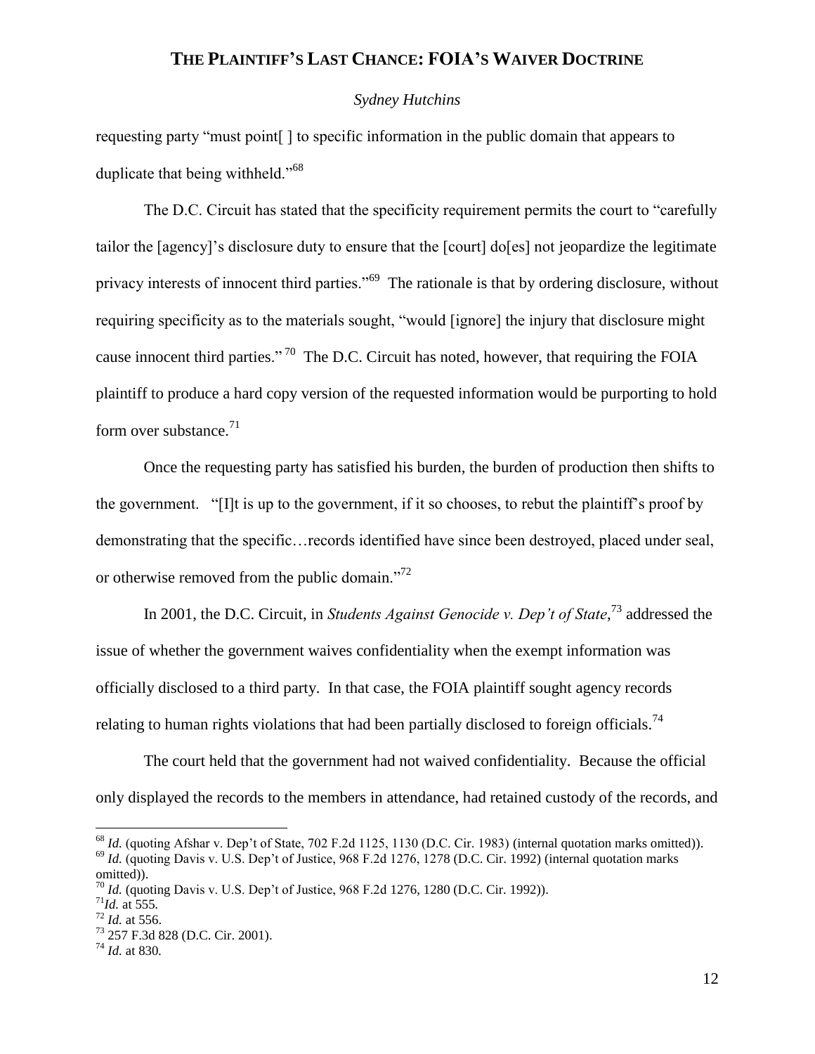requesting party "must point[ ] to specific information in the public domain that appears to duplicate that being withheld."[68]

The D.C. Circuit has stated that the specificity requirement permits the court to "carefully tailor the [agency]'s disclosure duty to ensure that the [court] do[es] not jeopardize the legitimate privacy interests of innocent third parties."[69] The rationale is that by ordering disclosure, without requiring specificity as to the materials sought, "would [ignore] the injury that disclosure might cause innocent third parties."[70] The D.C. Circuit has noted, however, that requiring the FOIA plaintiff to produce a hard copy version of the requested information would be purporting to hold form over substance.[71]

Once the requesting party has satisfied his burden, the burden of production then shifts to the government. "[I]t is up to the government, if it so chooses, to rebut the plaintiff's proof by demonstrating that the specific…records identified have since been destroyed, placed under seal, or otherwise removed from the public domain."[72]

In 2001, the D.C. Circuit, in *Students Against Genocide v. Dep't of State*,[73] addressed the issue of whether the government waives confidentiality when the exempt information was officially disclosed to a third party. In that case, the FOIA plaintiff sought agency records relating to human rights violations that had been partially disclosed to foreign officials.[74]

The court held that the government had not waived confidentiality. Because the official only displayed the records to the members in attendance, had retained custody of the records, and

---

[68] *Id.* (quoting Afshar v. Dep't of State, 702 F.2d 1125, 1130 (D.C. Cir. 1983) (internal quotation marks omitted)).

[69] *Id.* (quoting Davis v. U.S. Dep't of Justice, 968 F.2d 1276, 1278 (D.C. Cir. 1992) (internal quotation marks omitted)).

[70] *Id.* (quoting Davis v. U.S. Dep't of Justice, 968 F.2d 1276, 1280 (D.C. Cir. 1992)).

[71] *Id.* at 555.

[72] *Id.* at 556.

[73] 257 F.3d 828 (D.C. Cir. 2001).

[74] *Id.* at 830.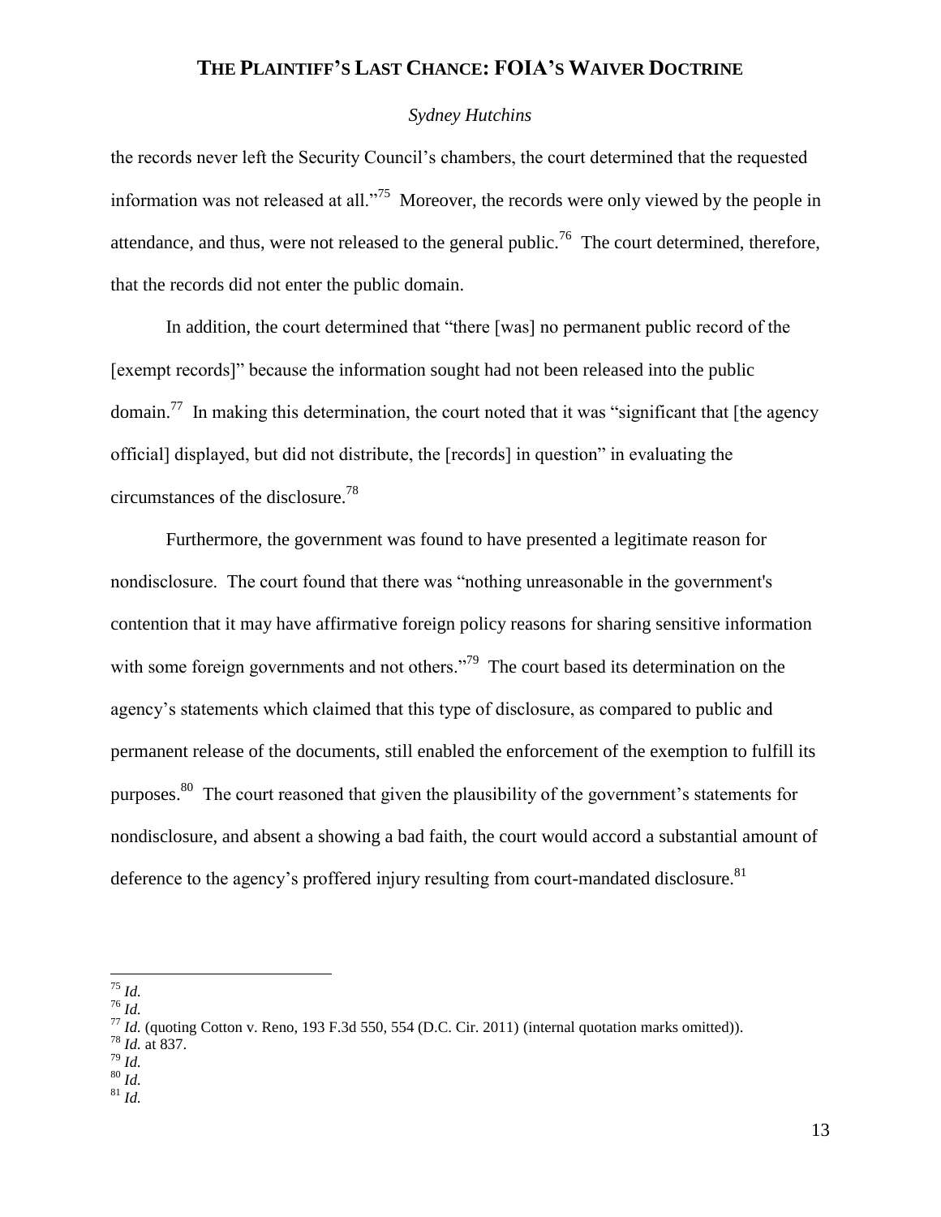the records never left the Security Council's chambers, the court determined that the requested information was not released at all."[75] Moreover, the records were only viewed by the people in attendance, and thus, were not released to the general public.[76] The court determined, therefore, that the records did not enter the public domain.

In addition, the court determined that "there [was] no permanent public record of the [exempt records]" because the information sought had not been released into the public domain.[77] In making this determination, the court noted that it was "significant that [the agency official] displayed, but did not distribute, the [records] in question" in evaluating the circumstances of the disclosure.[78]

Furthermore, the government was found to have presented a legitimate reason for nondisclosure. The court found that there was "nothing unreasonable in the government's contention that it may have affirmative foreign policy reasons for sharing sensitive information with some foreign governments and not others."[79] The court based its determination on the agency's statements which claimed that this type of disclosure, as compared to public and permanent release of the documents, still enabled the enforcement of the exemption to fulfill its purposes.[80] The court reasoned that given the plausibility of the government's statements for nondisclosure, and absent a showing a bad faith, the court would accord a substantial amount of deference to the agency's proffered injury resulting from court-mandated disclosure.[81]

---

[75] *Id.*
[76] *Id.*
[77] *Id.* (quoting Cotton v. Reno, 193 F.3d 550, 554 (D.C. Cir. 2011) (internal quotation marks omitted)).
[78] *Id.* at 837.
[79] *Id.*
[80] *Id.*
[81] *Id.*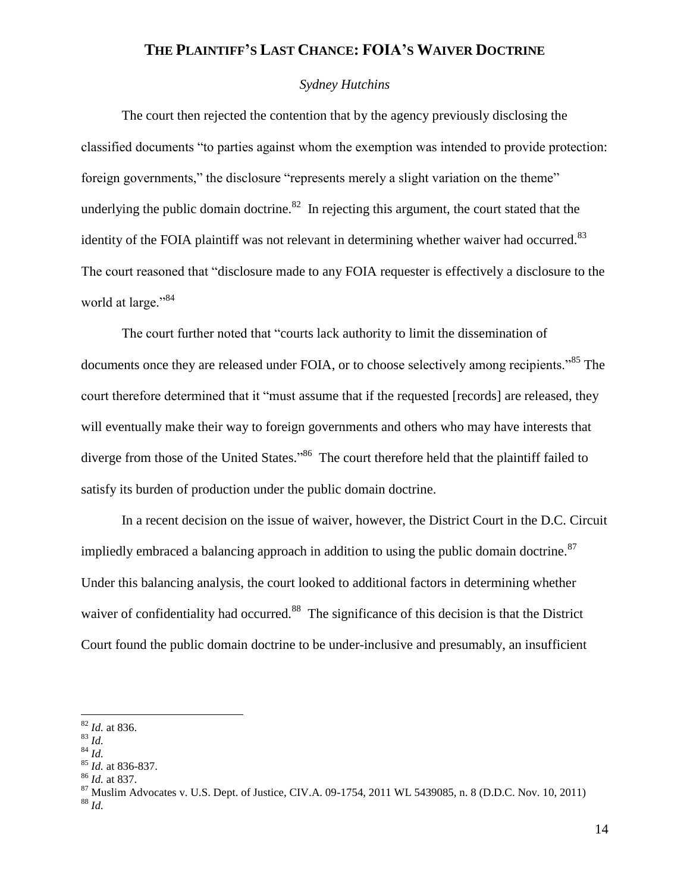The court then rejected the contention that by the agency previously disclosing the classified documents "to parties against whom the exemption was intended to provide protection: foreign governments," the disclosure "represents merely a slight variation on the theme" underlying the public domain doctrine.[82] In rejecting this argument, the court stated that the identity of the FOIA plaintiff was not relevant in determining whether waiver had occurred.[83] The court reasoned that "disclosure made to any FOIA requester is effectively a disclosure to the world at large."[84]

The court further noted that "courts lack authority to limit the dissemination of documents once they are released under FOIA, or to choose selectively among recipients."[85] The court therefore determined that it "must assume that if the requested [records] are released, they will eventually make their way to foreign governments and others who may have interests that diverge from those of the United States."[86] The court therefore held that the plaintiff failed to satisfy its burden of production under the public domain doctrine.

In a recent decision on the issue of waiver, however, the District Court in the D.C. Circuit impliedly embraced a balancing approach in addition to using the public domain doctrine.[87] Under this balancing analysis, the court looked to additional factors in determining whether waiver of confidentiality had occurred.[88] The significance of this decision is that the District Court found the public domain doctrine to be under-inclusive and presumably, an insufficient

---

[82] *Id.* at 836.
[83] *Id.*
[84] *Id.*
[85] *Id.* at 836-837.
[86] *Id.* at 837.
[87] Muslim Advocates v. U.S. Dept. of Justice, CIV.A. 09-1754, 2011 WL 5439085, n. 8 (D.D.C. Nov. 10, 2011)
[88] *Id.*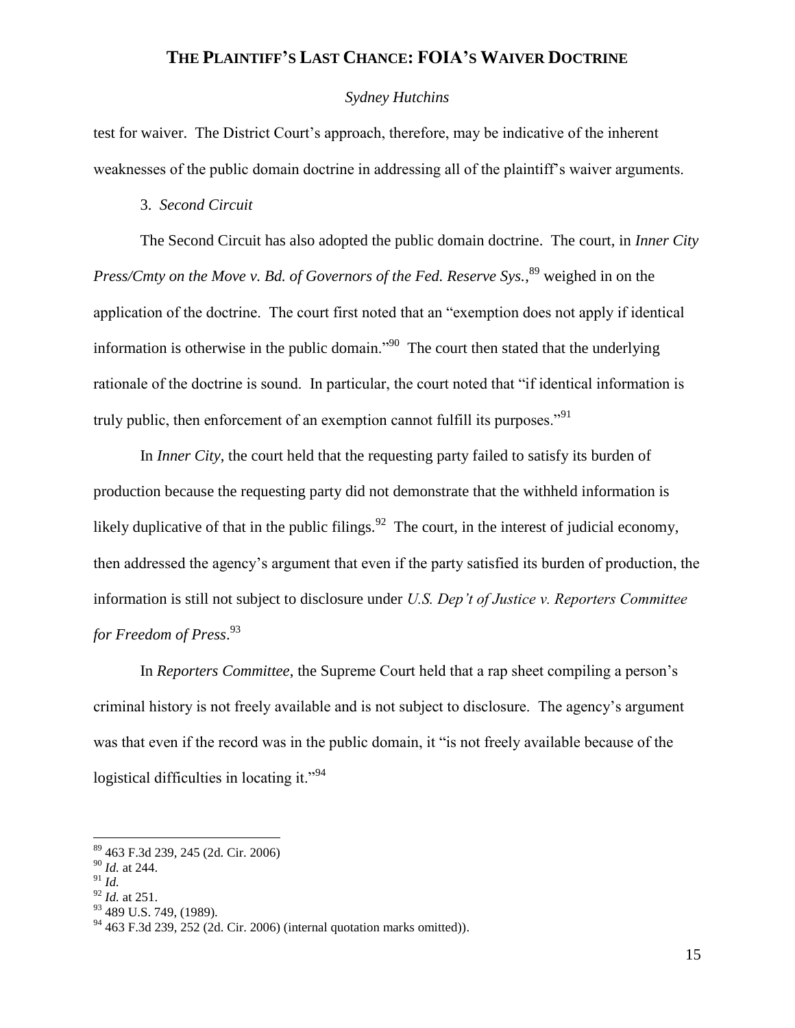test for waiver. The District Court's approach, therefore, may be indicative of the inherent weaknesses of the public domain doctrine in addressing all of the plaintiff's waiver arguments.

3. *Second Circuit*

The Second Circuit has also adopted the public domain doctrine. The court, in *Inner City Press/Cmty on the Move v. Bd. of Governors of the Fed. Reserve Sys.*,[89] weighed in on the application of the doctrine. The court first noted that an "exemption does not apply if identical information is otherwise in the public domain."[90] The court then stated that the underlying rationale of the doctrine is sound. In particular, the court noted that "if identical information is truly public, then enforcement of an exemption cannot fulfill its purposes."[91]

In *Inner City*, the court held that the requesting party failed to satisfy its burden of production because the requesting party did not demonstrate that the withheld information is likely duplicative of that in the public filings.[92] The court, in the interest of judicial economy, then addressed the agency's argument that even if the party satisfied its burden of production, the information is still not subject to disclosure under *U.S. Dep't of Justice v. Reporters Committee for Freedom of Press*.[93]

In *Reporters Committee*, the Supreme Court held that a rap sheet compiling a person's criminal history is not freely available and is not subject to disclosure. The agency's argument was that even if the record was in the public domain, it "is not freely available because of the logistical difficulties in locating it."[94]

---

[89] 463 F.3d 239, 245 (2d. Cir. 2006)

[90] *Id.* at 244.

[91] *Id.*

[92] *Id.* at 251.

[93] 489 U.S. 749, (1989).

[94] 463 F.3d 239, 252 (2d. Cir. 2006) (internal quotation marks omitted)).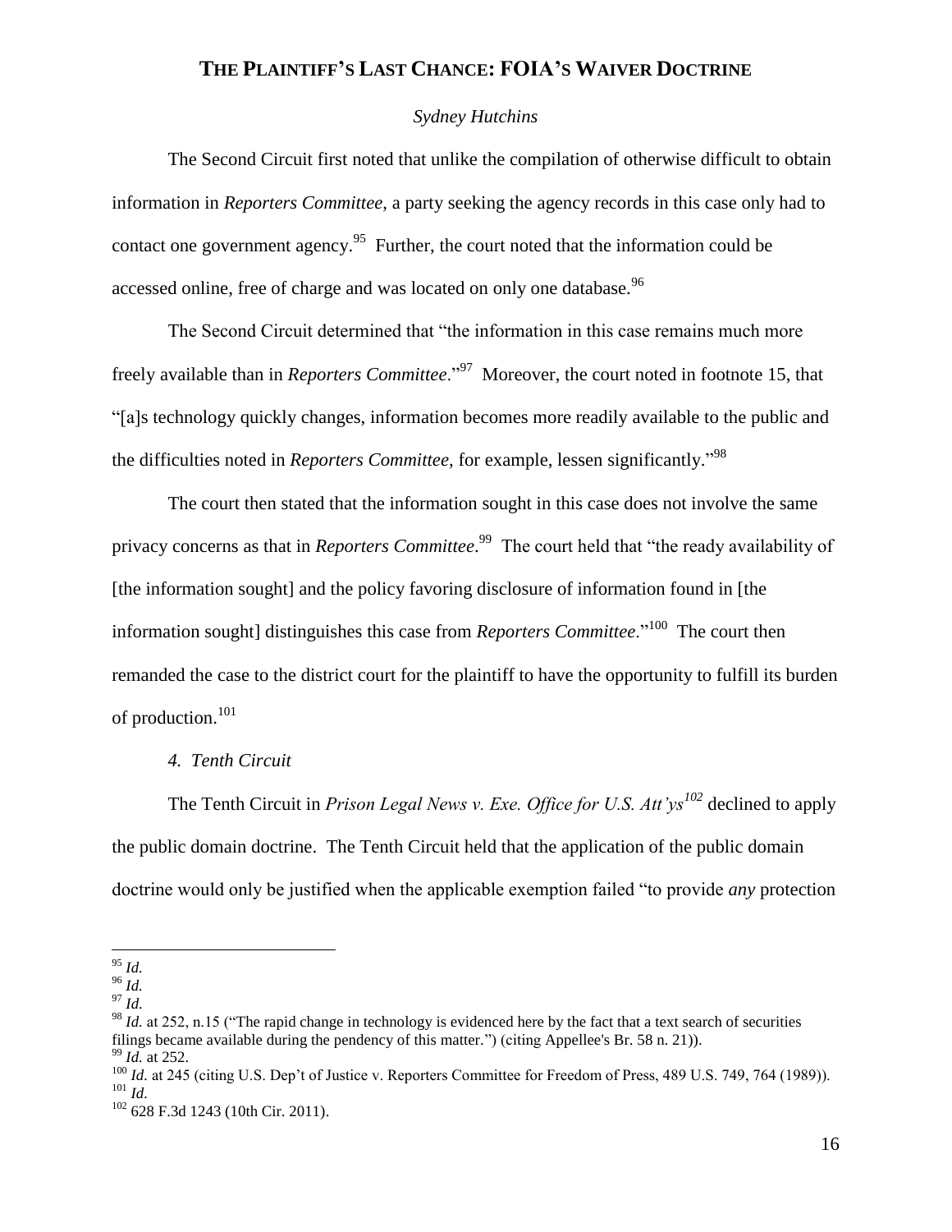The Second Circuit first noted that unlike the compilation of otherwise difficult to obtain information in *Reporters Committee*, a party seeking the agency records in this case only had to contact one government agency.[95] Further, the court noted that the information could be accessed online, free of charge and was located on only one database.[96]

The Second Circuit determined that "the information in this case remains much more freely available than in *Reporters Committee*."[97] Moreover, the court noted in footnote 15, that "[a]s technology quickly changes, information becomes more readily available to the public and the difficulties noted in *Reporters Committee*, for example, lessen significantly."[98]

The court then stated that the information sought in this case does not involve the same privacy concerns as that in *Reporters Committee*.[99] The court held that "the ready availability of [the information sought] and the policy favoring disclosure of information found in [the information sought] distinguishes this case from *Reporters Committee*."[100] The court then remanded the case to the district court for the plaintiff to have the opportunity to fulfill its burden of production.[101]

#### *4. Tenth Circuit*

The Tenth Circuit in *Prison Legal News v. Exe. Office for U.S. Att'ys*[102] declined to apply the public domain doctrine. The Tenth Circuit held that the application of the public domain doctrine would only be justified when the applicable exemption failed "to provide *any* protection

---

[95] *Id.*

[96] *Id.*

[97] *Id.*

[98] *Id.* at 252, n.15 ("The rapid change in technology is evidenced here by the fact that a text search of securities filings became available during the pendency of this matter.") (citing Appellee's Br. 58 n. 21)).

[99] *Id.* at 252.

[100] *Id.* at 245 (citing U.S. Dep't of Justice v. Reporters Committee for Freedom of Press, 489 U.S. 749, 764 (1989)).

[101] *Id.*

[102] 628 F.3d 1243 (10th Cir. 2011).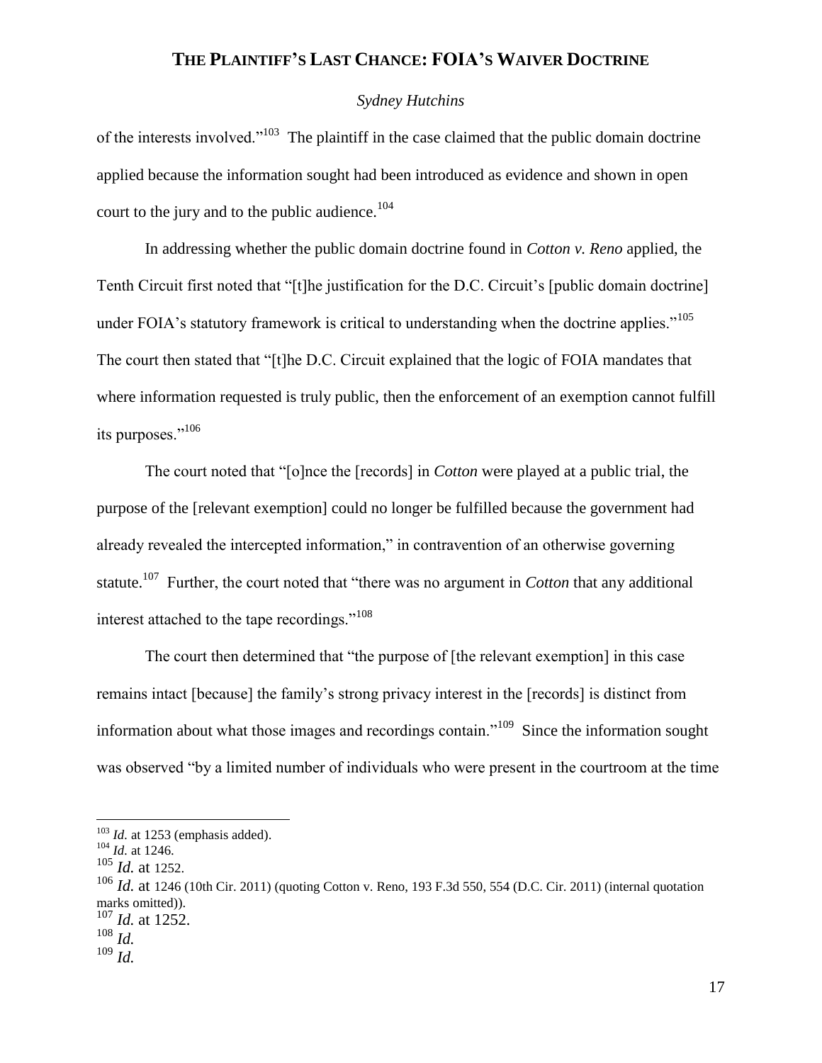of the interests involved."[103] The plaintiff in the case claimed that the public domain doctrine applied because the information sought had been introduced as evidence and shown in open court to the jury and to the public audience.[104]

In addressing whether the public domain doctrine found in *Cotton v. Reno* applied, the Tenth Circuit first noted that "[t]he justification for the D.C. Circuit's [public domain doctrine] under FOIA's statutory framework is critical to understanding when the doctrine applies."[105] The court then stated that "[t]he D.C. Circuit explained that the logic of FOIA mandates that where information requested is truly public, then the enforcement of an exemption cannot fulfill its purposes."[106]

The court noted that "[o]nce the [records] in *Cotton* were played at a public trial, the purpose of the [relevant exemption] could no longer be fulfilled because the government had already revealed the intercepted information," in contravention of an otherwise governing statute.[107] Further, the court noted that "there was no argument in *Cotton* that any additional interest attached to the tape recordings."[108]

The court then determined that "the purpose of [the relevant exemption] in this case remains intact [because] the family's strong privacy interest in the [records] is distinct from information about what those images and recordings contain."[109] Since the information sought was observed "by a limited number of individuals who were present in the courtroom at the time

---

[103] *Id.* at 1253 (emphasis added).

[104] *Id.* at 1246.

[105] *Id.* at 1252.

[106] *Id.* at 1246 (10th Cir. 2011) (quoting Cotton v. Reno, 193 F.3d 550, 554 (D.C. Cir. 2011) (internal quotation marks omitted)).

[107] *Id.* at 1252.

[108] *Id.*

[109] *Id.*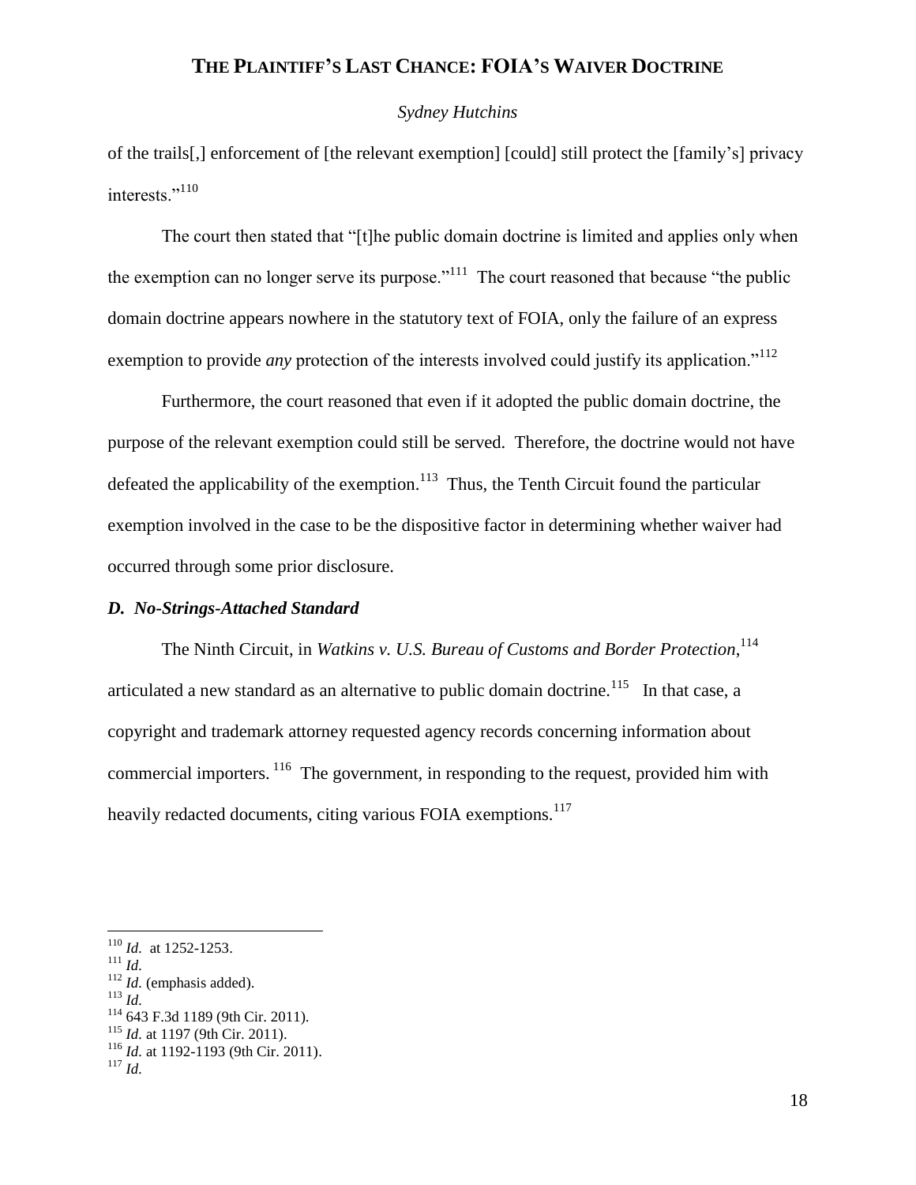of the trails[,] enforcement of [the relevant exemption] [could] still protect the [family's] privacy interests."[110]

The court then stated that "[t]he public domain doctrine is limited and applies only when the exemption can no longer serve its purpose."[111] The court reasoned that because "the public domain doctrine appears nowhere in the statutory text of FOIA, only the failure of an express exemption to provide *any* protection of the interests involved could justify its application."[112]

Furthermore, the court reasoned that even if it adopted the public domain doctrine, the purpose of the relevant exemption could still be served. Therefore, the doctrine would not have defeated the applicability of the exemption.[113] Thus, the Tenth Circuit found the particular exemption involved in the case to be the dispositive factor in determining whether waiver had occurred through some prior disclosure.

### *D. No-Strings-Attached Standard*

The Ninth Circuit, in *Watkins v. U.S. Bureau of Customs and Border Protection*,[114] articulated a new standard as an alternative to public domain doctrine.[115] In that case, a copyright and trademark attorney requested agency records concerning information about commercial importers.[116] The government, in responding to the request, provided him with heavily redacted documents, citing various FOIA exemptions.[117]

---

[110] *Id.* at 1252-1253.
[111] *Id.*
[112] *Id.* (emphasis added).
[113] *Id.*
[114] 643 F.3d 1189 (9th Cir. 2011).
[115] *Id.* at 1197 (9th Cir. 2011).
[116] *Id.* at 1192-1193 (9th Cir. 2011).
[117] *Id.*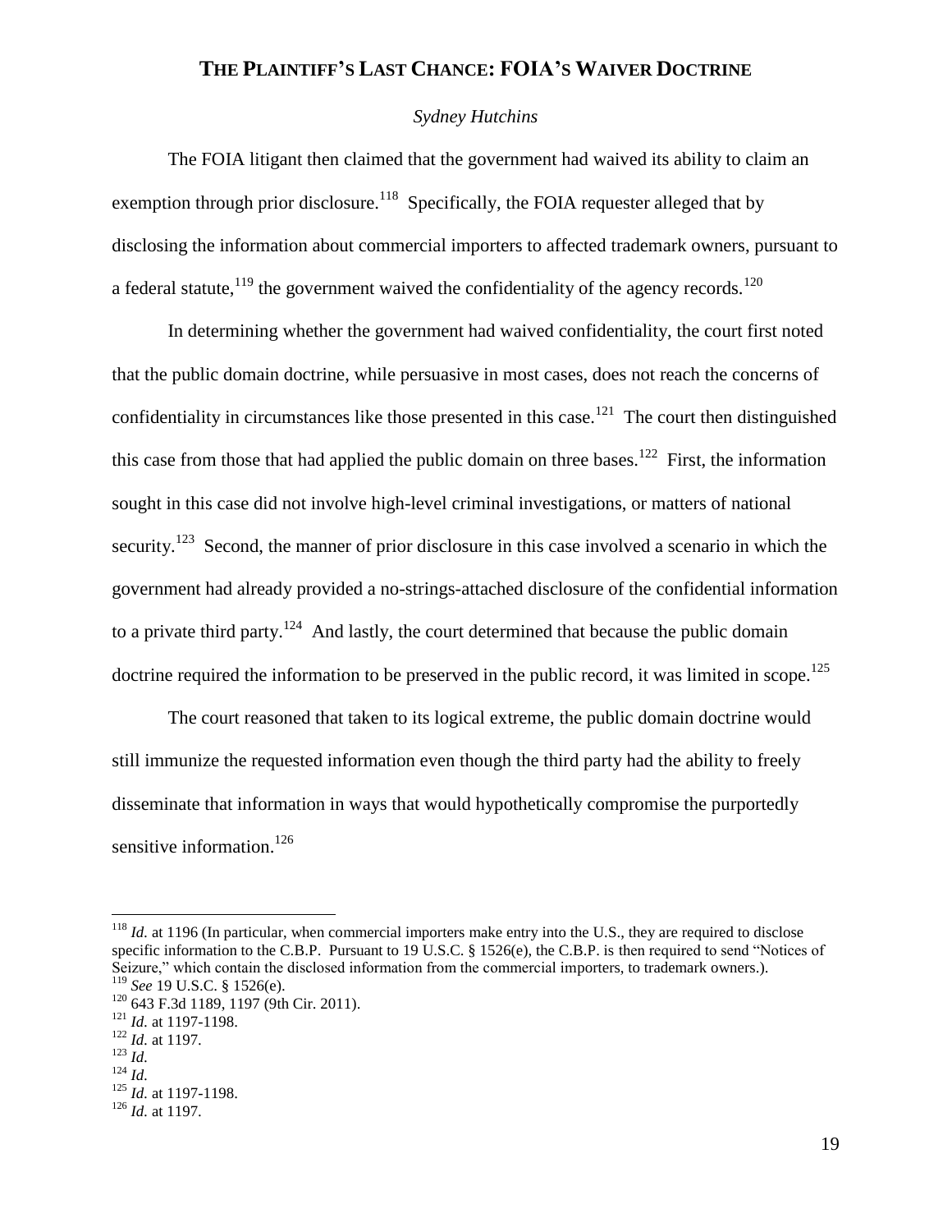The FOIA litigant then claimed that the government had waived its ability to claim an exemption through prior disclosure.[118] Specifically, the FOIA requester alleged that by disclosing the information about commercial importers to affected trademark owners, pursuant to a federal statute,[119] the government waived the confidentiality of the agency records.[120]

In determining whether the government had waived confidentiality, the court first noted that the public domain doctrine, while persuasive in most cases, does not reach the concerns of confidentiality in circumstances like those presented in this case.[121] The court then distinguished this case from those that had applied the public domain on three bases.[122] First, the information sought in this case did not involve high-level criminal investigations, or matters of national security.[123] Second, the manner of prior disclosure in this case involved a scenario in which the government had already provided a no-strings-attached disclosure of the confidential information to a private third party.[124] And lastly, the court determined that because the public domain doctrine required the information to be preserved in the public record, it was limited in scope.[125]

The court reasoned that taken to its logical extreme, the public domain doctrine would still immunize the requested information even though the third party had the ability to freely disseminate that information in ways that would hypothetically compromise the purportedly sensitive information.[126]

---

[118] *Id.* at 1196 (In particular, when commercial importers make entry into the U.S., they are required to disclose specific information to the C.B.P. Pursuant to 19 U.S.C. § 1526(e), the C.B.P. is then required to send "Notices of Seizure," which contain the disclosed information from the commercial importers, to trademark owners.).

[119] *See* 19 U.S.C. § 1526(e).

[120] 643 F.3d 1189, 1197 (9th Cir. 2011).

[121] *Id.* at 1197-1198.

[122] *Id.* at 1197.

[123] *Id.*

[124] *Id.*

[125] *Id.* at 1197-1198.

[126] *Id.* at 1197.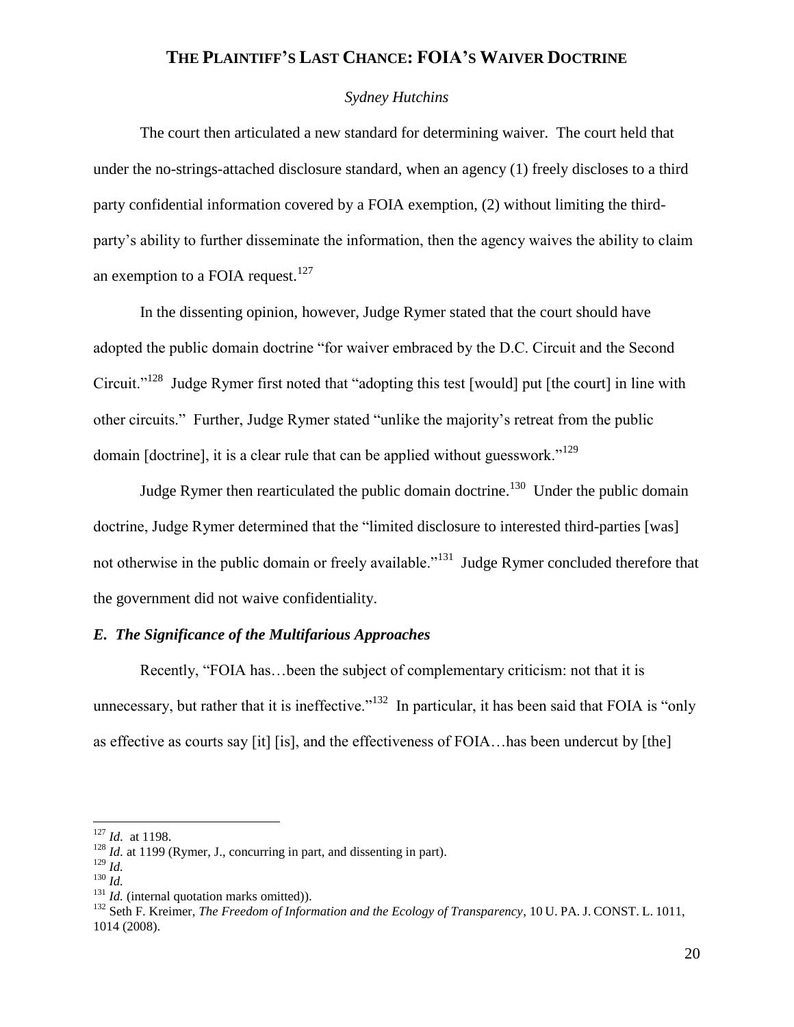The court then articulated a new standard for determining waiver. The court held that under the no-strings-attached disclosure standard, when an agency (1) freely discloses to a third party confidential information covered by a FOIA exemption, (2) without limiting the third-party's ability to further disseminate the information, then the agency waives the ability to claim an exemption to a FOIA request.[127]

In the dissenting opinion, however, Judge Rymer stated that the court should have adopted the public domain doctrine "for waiver embraced by the D.C. Circuit and the Second Circuit."[128] Judge Rymer first noted that "adopting this test [would] put [the court] in line with other circuits." Further, Judge Rymer stated "unlike the majority's retreat from the public domain [doctrine], it is a clear rule that can be applied without guesswork."[129]

Judge Rymer then rearticulated the public domain doctrine.[130] Under the public domain doctrine, Judge Rymer determined that the "limited disclosure to interested third-parties [was] not otherwise in the public domain or freely available."[131] Judge Rymer concluded therefore that the government did not waive confidentiality.

### *E. The Significance of the Multifarious Approaches*

Recently, "FOIA has…been the subject of complementary criticism: not that it is unnecessary, but rather that it is ineffective."[132] In particular, it has been said that FOIA is "only as effective as courts say [it] [is], and the effectiveness of FOIA…has been undercut by [the]

---

[127] *Id.* at 1198.

[128] *Id.* at 1199 (Rymer, J., concurring in part, and dissenting in part).

[129] *Id.*

[130] *Id.*

[131] *Id.* (internal quotation marks omitted)).

[132] Seth F. Kreimer, *The Freedom of Information and the Ecology of Transparency*, 10 U. PA. J. CONST. L. 1011, 1014 (2008).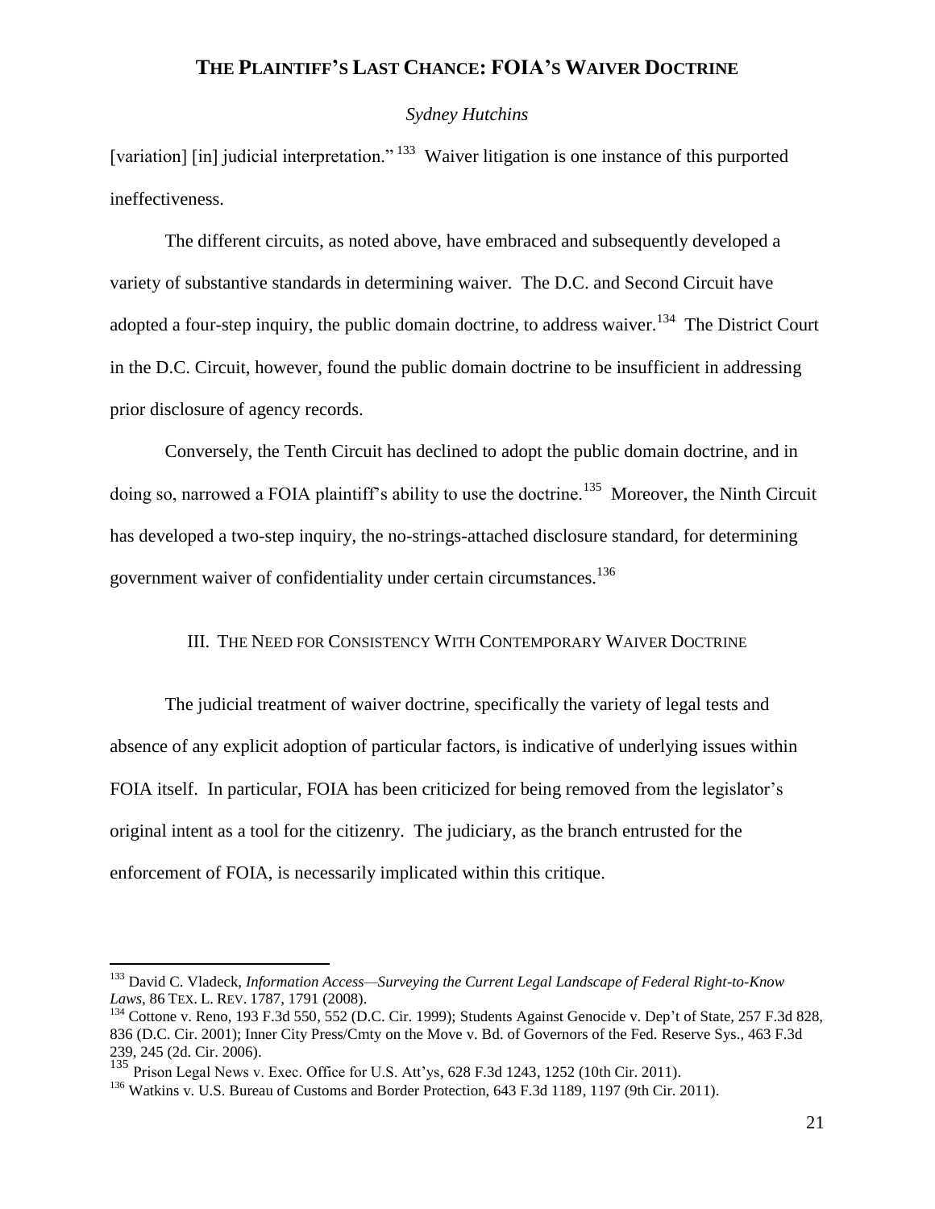[variation] [in] judicial interpretation."[133] Waiver litigation is one instance of this purported ineffectiveness.

The different circuits, as noted above, have embraced and subsequently developed a variety of substantive standards in determining waiver. The D.C. and Second Circuit have adopted a four-step inquiry, the public domain doctrine, to address waiver.[134] The District Court in the D.C. Circuit, however, found the public domain doctrine to be insufficient in addressing prior disclosure of agency records.

Conversely, the Tenth Circuit has declined to adopt the public domain doctrine, and in doing so, narrowed a FOIA plaintiff's ability to use the doctrine.[135] Moreover, the Ninth Circuit has developed a two-step inquiry, the no-strings-attached disclosure standard, for determining government waiver of confidentiality under certain circumstances.[136]

## III. The Need for Consistency With Contemporary Waiver Doctrine

The judicial treatment of waiver doctrine, specifically the variety of legal tests and absence of any explicit adoption of particular factors, is indicative of underlying issues within FOIA itself. In particular, FOIA has been criticized for being removed from the legislator's original intent as a tool for the citizenry. The judiciary, as the branch entrusted for the enforcement of FOIA, is necessarily implicated within this critique.

---

[133] David C. Vladeck, *Information Access—Surveying the Current Legal Landscape of Federal Right-to-Know Laws*, 86 TEX. L. REV. 1787, 1791 (2008).

[134] Cottone v. Reno, 193 F.3d 550, 552 (D.C. Cir. 1999); Students Against Genocide v. Dep't of State, 257 F.3d 828, 836 (D.C. Cir. 2001); Inner City Press/Cmty on the Move v. Bd. of Governors of the Fed. Reserve Sys., 463 F.3d 239, 245 (2d. Cir. 2006).

[135] Prison Legal News v. Exec. Office for U.S. Att'ys, 628 F.3d 1243, 1252 (10th Cir. 2011).

[136] Watkins v. U.S. Bureau of Customs and Border Protection, 643 F.3d 1189, 1197 (9th Cir. 2011).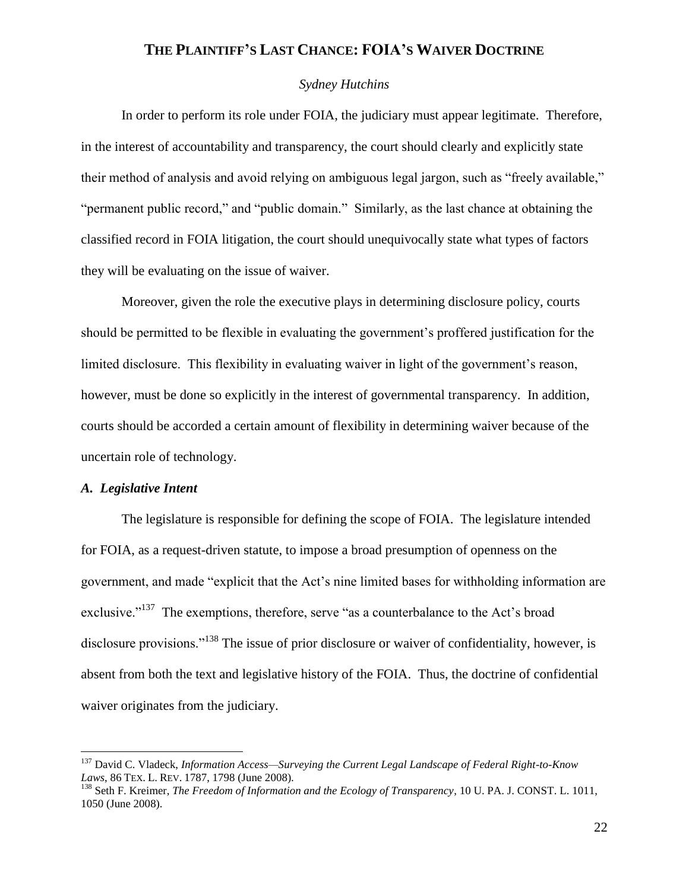## THE PLAINTIFF'S LAST CHANCE: FOIA'S WAIVER DOCTRINE

*Sydney Hutchins*

In order to perform its role under FOIA, the judiciary must appear legitimate. Therefore, in the interest of accountability and transparency, the court should clearly and explicitly state their method of analysis and avoid relying on ambiguous legal jargon, such as "freely available," "permanent public record," and "public domain." Similarly, as the last chance at obtaining the classified record in FOIA litigation, the court should unequivocally state what types of factors they will be evaluating on the issue of waiver.

Moreover, given the role the executive plays in determining disclosure policy, courts should be permitted to be flexible in evaluating the government's proffered justification for the limited disclosure. This flexibility in evaluating waiver in light of the government's reason, however, must be done so explicitly in the interest of governmental transparency. In addition, courts should be accorded a certain amount of flexibility in determining waiver because of the uncertain role of technology.

### *A. Legislative Intent*

The legislature is responsible for defining the scope of FOIA. The legislature intended for FOIA, as a request-driven statute, to impose a broad presumption of openness on the government, and made "explicit that the Act's nine limited bases for withholding information are exclusive."[137] The exemptions, therefore, serve "as a counterbalance to the Act's broad disclosure provisions."[138] The issue of prior disclosure or waiver of confidentiality, however, is absent from both the text and legislative history of the FOIA. Thus, the doctrine of confidential waiver originates from the judiciary.

---

[137] David C. Vladeck, *Information Access—Surveying the Current Legal Landscape of Federal Right-to-Know Laws*, 86 TEX. L. REV. 1787, 1798 (June 2008).

[138] Seth F. Kreimer, *The Freedom of Information and the Ecology of Transparency*, 10 U. PA. J. CONST. L. 1011, 1050 (June 2008).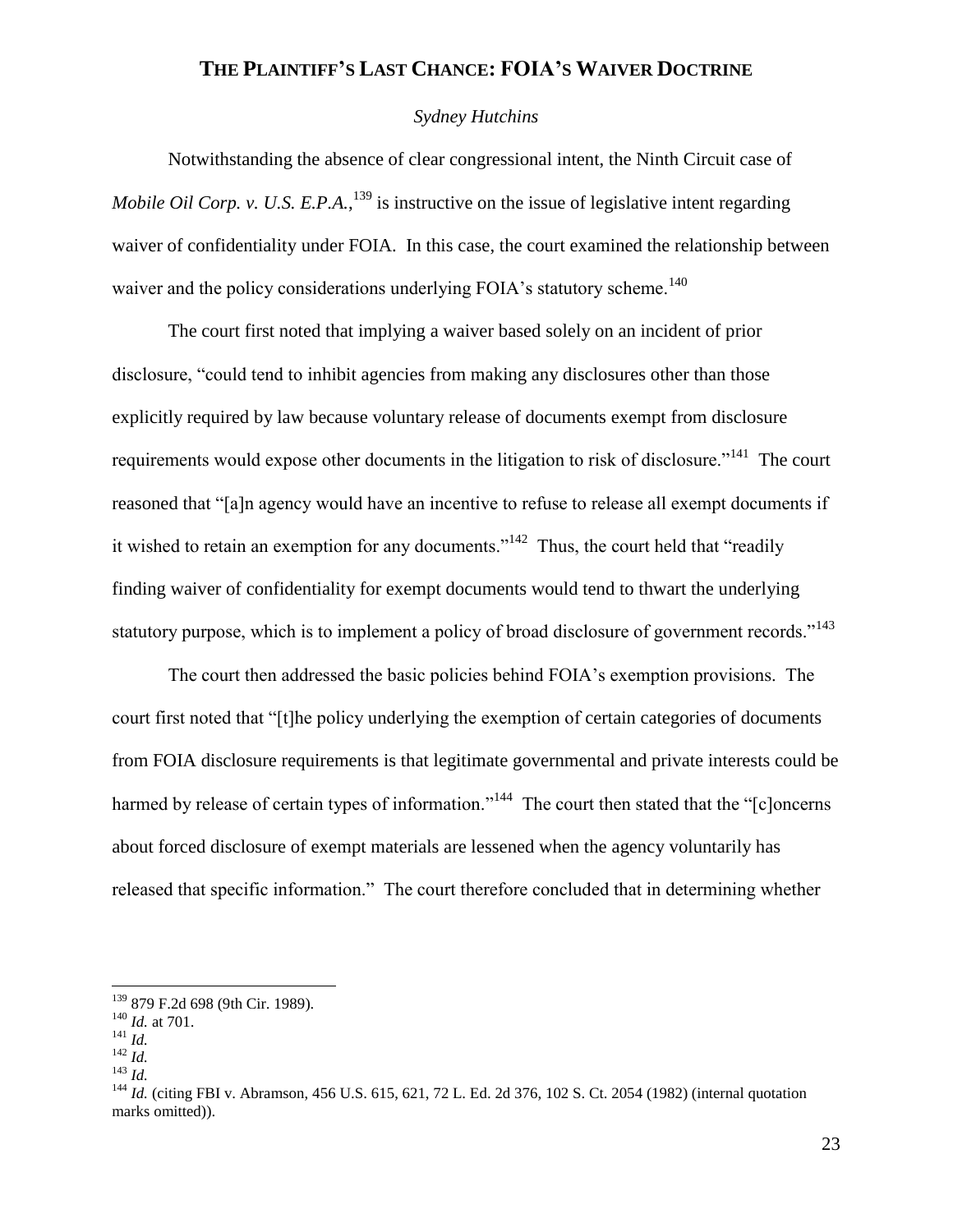# The Plaintiff's Last Chance: FOIA's Waiver Doctrine

*Sydney Hutchins*

Notwithstanding the absence of clear congressional intent, the Ninth Circuit case of *Mobile Oil Corp. v. U.S. E.P.A.*,[139] is instructive on the issue of legislative intent regarding waiver of confidentiality under FOIA. In this case, the court examined the relationship between waiver and the policy considerations underlying FOIA's statutory scheme.[140]

The court first noted that implying a waiver based solely on an incident of prior disclosure, "could tend to inhibit agencies from making any disclosures other than those explicitly required by law because voluntary release of documents exempt from disclosure requirements would expose other documents in the litigation to risk of disclosure."[141] The court reasoned that "[a]n agency would have an incentive to refuse to release all exempt documents if it wished to retain an exemption for any documents."[142] Thus, the court held that "readily finding waiver of confidentiality for exempt documents would tend to thwart the underlying statutory purpose, which is to implement a policy of broad disclosure of government records."[143]

The court then addressed the basic policies behind FOIA's exemption provisions. The court first noted that "[t]he policy underlying the exemption of certain categories of documents from FOIA disclosure requirements is that legitimate governmental and private interests could be harmed by release of certain types of information."[144] The court then stated that the "[c]oncerns about forced disclosure of exempt materials are lessened when the agency voluntarily has released that specific information." The court therefore concluded that in determining whether

---

[139] 879 F.2d 698 (9th Cir. 1989).

[140] *Id.* at 701.

[141] *Id.*

[142] *Id.*

[143] *Id.*

[144] *Id.* (citing FBI v. Abramson, 456 U.S. 615, 621, 72 L. Ed. 2d 376, 102 S. Ct. 2054 (1982) (internal quotation marks omitted)).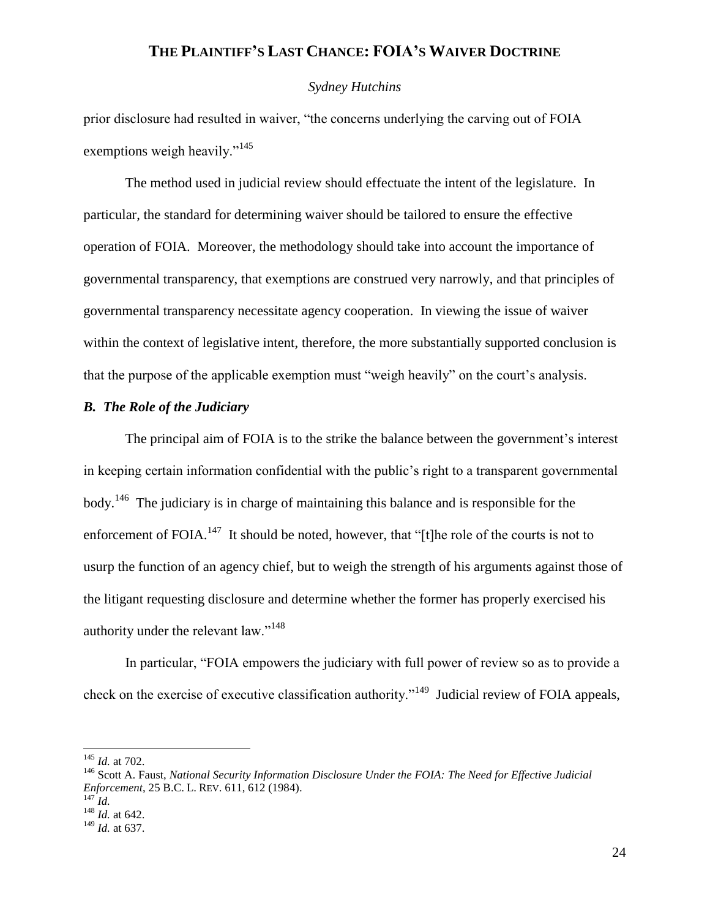prior disclosure had resulted in waiver, "the concerns underlying the carving out of FOIA exemptions weigh heavily."[145]

The method used in judicial review should effectuate the intent of the legislature. In particular, the standard for determining waiver should be tailored to ensure the effective operation of FOIA. Moreover, the methodology should take into account the importance of governmental transparency, that exemptions are construed very narrowly, and that principles of governmental transparency necessitate agency cooperation. In viewing the issue of waiver within the context of legislative intent, therefore, the more substantially supported conclusion is that the purpose of the applicable exemption must "weigh heavily" on the court's analysis.

### *B. The Role of the Judiciary*

The principal aim of FOIA is to the strike the balance between the government's interest in keeping certain information confidential with the public's right to a transparent governmental body.[146] The judiciary is in charge of maintaining this balance and is responsible for the enforcement of FOIA.[147] It should be noted, however, that "[t]he role of the courts is not to usurp the function of an agency chief, but to weigh the strength of his arguments against those of the litigant requesting disclosure and determine whether the former has properly exercised his authority under the relevant law."[148]

In particular, "FOIA empowers the judiciary with full power of review so as to provide a check on the exercise of executive classification authority."[149] Judicial review of FOIA appeals,

---

[145] *Id.* at 702.

[146] Scott A. Faust, *National Security Information Disclosure Under the FOIA: The Need for Effective Judicial Enforcement*, 25 B.C. L. REV. 611, 612 (1984).

[147] *Id.*

[148] *Id.* at 642.

[149] *Id.* at 637.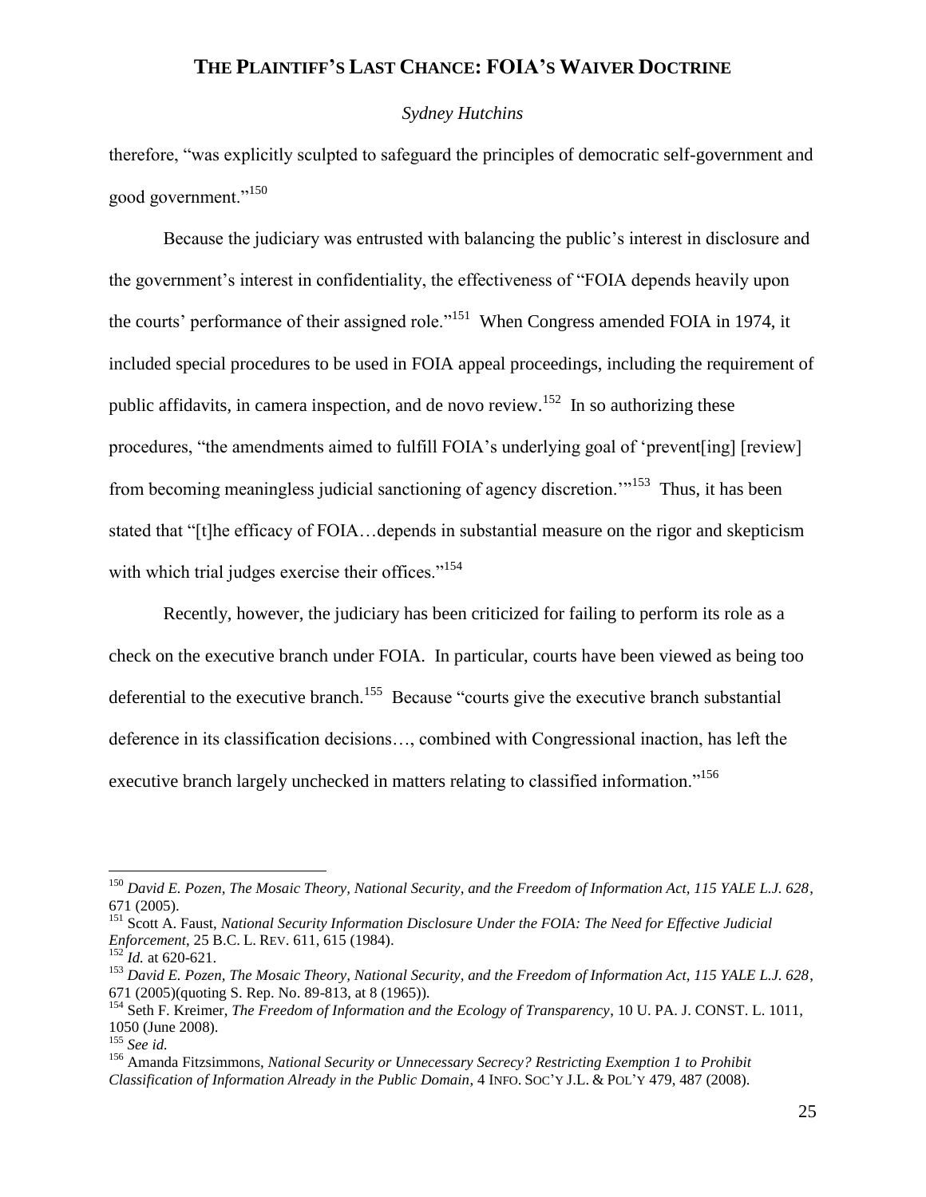therefore, "was explicitly sculpted to safeguard the principles of democratic self-government and good government."[150]

Because the judiciary was entrusted with balancing the public's interest in disclosure and the government's interest in confidentiality, the effectiveness of "FOIA depends heavily upon the courts' performance of their assigned role."[151] When Congress amended FOIA in 1974, it included special procedures to be used in FOIA appeal proceedings, including the requirement of public affidavits, in camera inspection, and de novo review.[152] In so authorizing these procedures, "the amendments aimed to fulfill FOIA's underlying goal of 'prevent[ing] [review] from becoming meaningless judicial sanctioning of agency discretion.'"[153] Thus, it has been stated that "[t]he efficacy of FOIA…depends in substantial measure on the rigor and skepticism with which trial judges exercise their offices."[154]

Recently, however, the judiciary has been criticized for failing to perform its role as a check on the executive branch under FOIA. In particular, courts have been viewed as being too deferential to the executive branch.[155] Because "courts give the executive branch substantial deference in its classification decisions…, combined with Congressional inaction, has left the executive branch largely unchecked in matters relating to classified information."[156]

---

[150] *David E. Pozen, The Mosaic Theory, National Security, and the Freedom of Information Act, 115 YALE L.J. 628*, 671 (2005).

[151] Scott A. Faust, *National Security Information Disclosure Under the FOIA: The Need for Effective Judicial Enforcement*, 25 B.C. L. REV. 611, 615 (1984).

[152] *Id.* at 620-621.

[153] *David E. Pozen, The Mosaic Theory, National Security, and the Freedom of Information Act, 115 YALE L.J. 628*, 671 (2005)(quoting S. Rep. No. 89-813, at 8 (1965)).

[154] Seth F. Kreimer, *The Freedom of Information and the Ecology of Transparency*, 10 U. PA. J. CONST. L. 1011, 1050 (June 2008).

[155] *See id.*

[156] Amanda Fitzsimmons, *National Security or Unnecessary Secrecy? Restricting Exemption 1 to Prohibit Classification of Information Already in the Public Domain*, 4 INFO. SOC'Y J.L. & POL'Y 479, 487 (2008).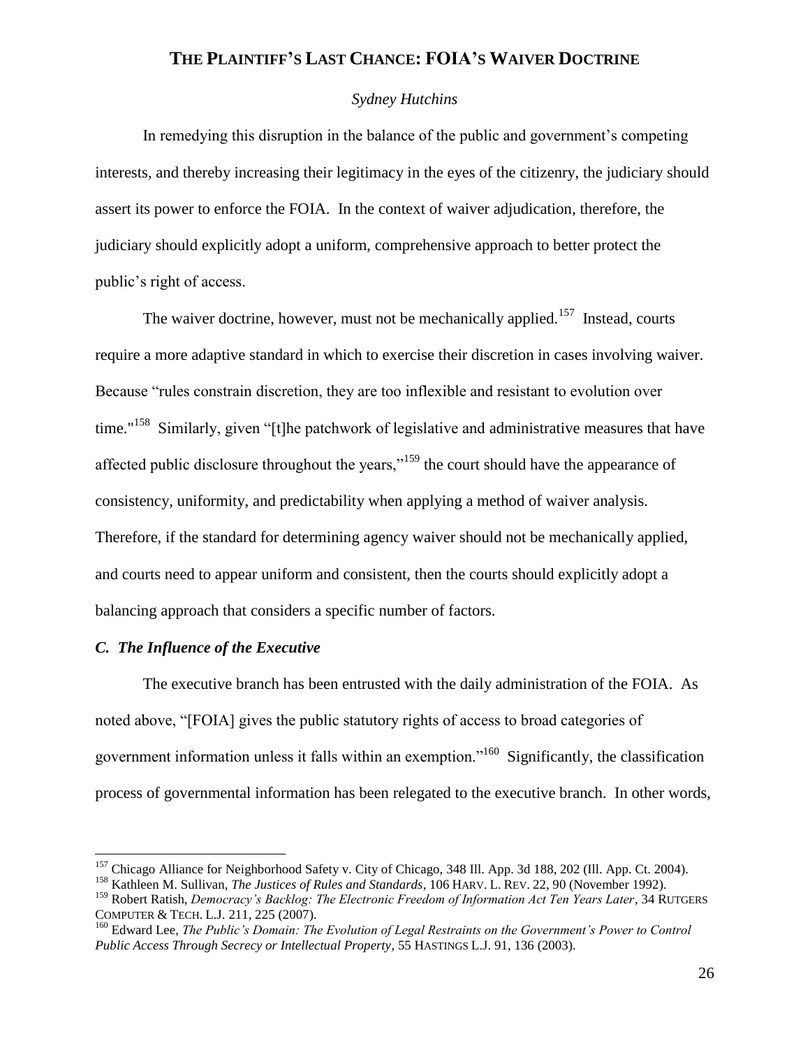# THE PLAINTIFF'S LAST CHANCE: FOIA'S WAIVER DOCTRINE

*Sydney Hutchins*

In remedying this disruption in the balance of the public and government's competing interests, and thereby increasing their legitimacy in the eyes of the citizenry, the judiciary should assert its power to enforce the FOIA. In the context of waiver adjudication, therefore, the judiciary should explicitly adopt a uniform, comprehensive approach to better protect the public's right of access.

The waiver doctrine, however, must not be mechanically applied.[157] Instead, courts require a more adaptive standard in which to exercise their discretion in cases involving waiver. Because "rules constrain discretion, they are too inflexible and resistant to evolution over time."[158] Similarly, given "[t]he patchwork of legislative and administrative measures that have affected public disclosure throughout the years,"[159] the court should have the appearance of consistency, uniformity, and predictability when applying a method of waiver analysis. Therefore, if the standard for determining agency waiver should not be mechanically applied, and courts need to appear uniform and consistent, then the courts should explicitly adopt a balancing approach that considers a specific number of factors.

### *C. The Influence of the Executive*

The executive branch has been entrusted with the daily administration of the FOIA. As noted above, "[FOIA] gives the public statutory rights of access to broad categories of government information unless it falls within an exemption."[160] Significantly, the classification process of governmental information has been relegated to the executive branch. In other words,

---

[157] Chicago Alliance for Neighborhood Safety v. City of Chicago, 348 Ill. App. 3d 188, 202 (Ill. App. Ct. 2004).

[158] Kathleen M. Sullivan, *The Justices of Rules and Standards*, 106 HARV. L. REV. 22, 90 (November 1992).

[159] Robert Ratish, *Democracy's Backlog: The Electronic Freedom of Information Act Ten Years Later*, 34 RUTGERS COMPUTER & TECH. L.J. 211, 225 (2007).

[160] Edward Lee, *The Public's Domain: The Evolution of Legal Restraints on the Government's Power to Control Public Access Through Secrecy or Intellectual Property*, 55 HASTINGS L.J. 91, 136 (2003).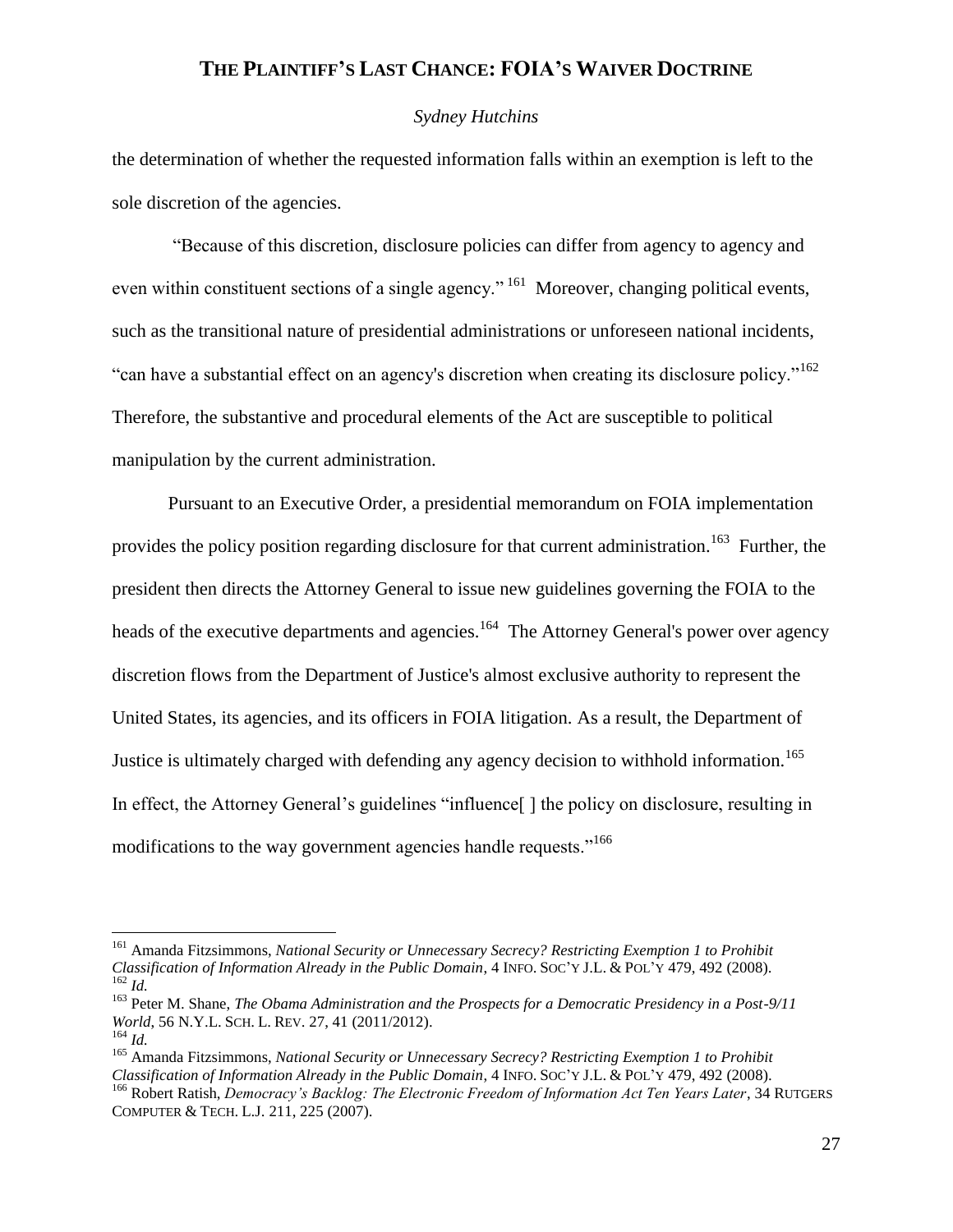the determination of whether the requested information falls within an exemption is left to the sole discretion of the agencies.

"Because of this discretion, disclosure policies can differ from agency to agency and even within constituent sections of a single agency." [161] Moreover, changing political events, such as the transitional nature of presidential administrations or unforeseen national incidents, "can have a substantial effect on an agency's discretion when creating its disclosure policy."[162] Therefore, the substantive and procedural elements of the Act are susceptible to political manipulation by the current administration.

Pursuant to an Executive Order, a presidential memorandum on FOIA implementation provides the policy position regarding disclosure for that current administration.[163] Further, the president then directs the Attorney General to issue new guidelines governing the FOIA to the heads of the executive departments and agencies.[164] The Attorney General's power over agency discretion flows from the Department of Justice's almost exclusive authority to represent the United States, its agencies, and its officers in FOIA litigation. As a result, the Department of Justice is ultimately charged with defending any agency decision to withhold information.[165] In effect, the Attorney General's guidelines "influence[ ] the policy on disclosure, resulting in modifications to the way government agencies handle requests."[166]

---

[161] Amanda Fitzsimmons, *National Security or Unnecessary Secrecy? Restricting Exemption 1 to Prohibit Classification of Information Already in the Public Domain*, 4 INFO. SOC'Y J.L. & POL'Y 479, 492 (2008).

[162] *Id.*

[163] Peter M. Shane, *The Obama Administration and the Prospects for a Democratic Presidency in a Post-9/11 World*, 56 N.Y.L. SCH. L. REV. 27, 41 (2011/2012).

[164] *Id.*

[165] Amanda Fitzsimmons, *National Security or Unnecessary Secrecy? Restricting Exemption 1 to Prohibit Classification of Information Already in the Public Domain*, 4 INFO. SOC'Y J.L. & POL'Y 479, 492 (2008).

[166] Robert Ratish, *Democracy's Backlog: The Electronic Freedom of Information Act Ten Years Later*, 34 RUTGERS COMPUTER & TECH. L.J. 211, 225 (2007).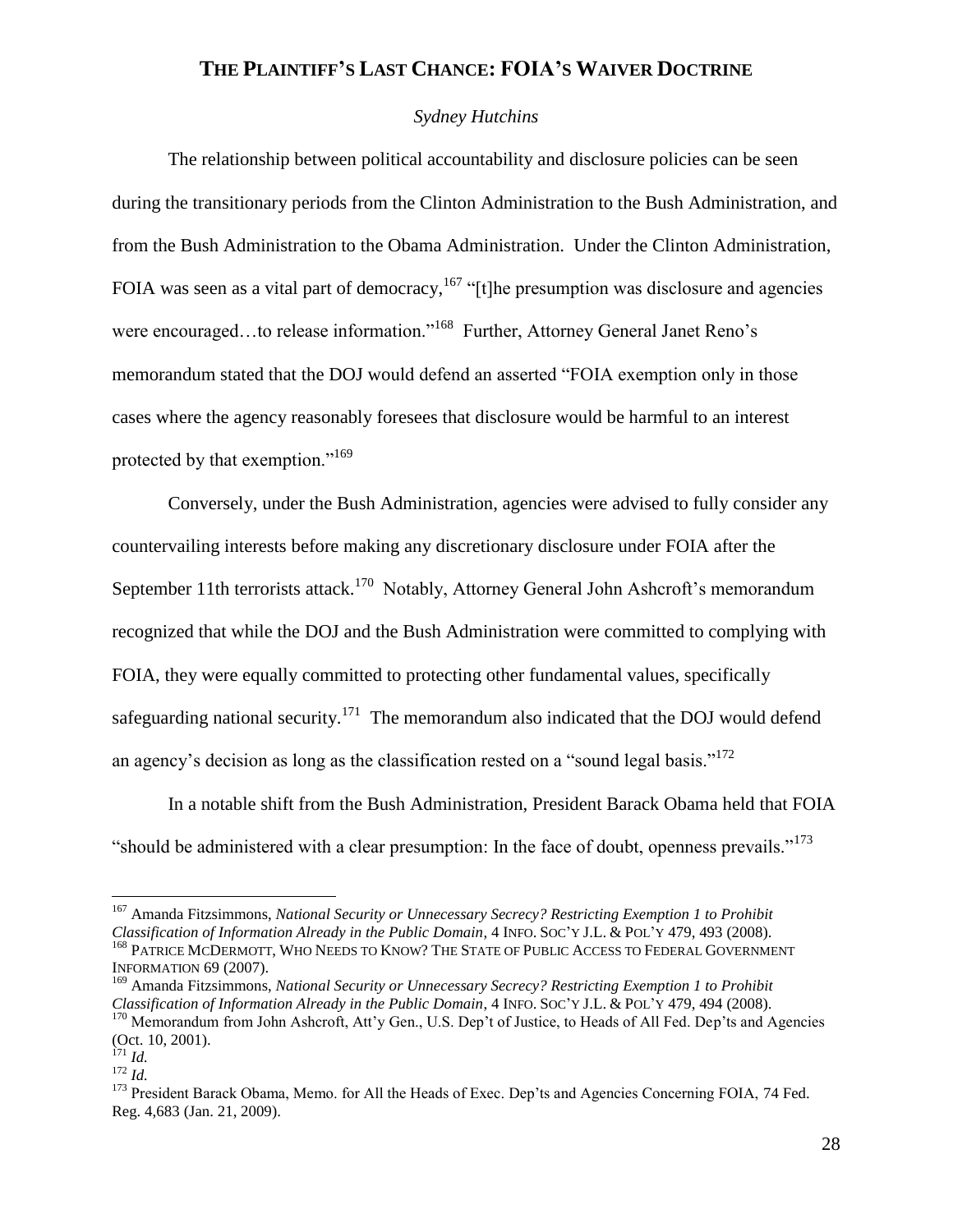# The Plaintiff's Last Chance: FOIA's Waiver Doctrine

*Sydney Hutchins*

The relationship between political accountability and disclosure policies can be seen during the transitionary periods from the Clinton Administration to the Bush Administration, and from the Bush Administration to the Obama Administration. Under the Clinton Administration, FOIA was seen as a vital part of democracy,[167] "[t]he presumption was disclosure and agencies were encouraged…to release information."[168] Further, Attorney General Janet Reno's memorandum stated that the DOJ would defend an asserted "FOIA exemption only in those cases where the agency reasonably foresees that disclosure would be harmful to an interest protected by that exemption."[169]

Conversely, under the Bush Administration, agencies were advised to fully consider any countervailing interests before making any discretionary disclosure under FOIA after the September 11th terrorists attack.[170] Notably, Attorney General John Ashcroft's memorandum recognized that while the DOJ and the Bush Administration were committed to complying with FOIA, they were equally committed to protecting other fundamental values, specifically safeguarding national security.[171] The memorandum also indicated that the DOJ would defend an agency's decision as long as the classification rested on a "sound legal basis."[172]

In a notable shift from the Bush Administration, President Barack Obama held that FOIA "should be administered with a clear presumption: In the face of doubt, openness prevails."[173]

---

[167] Amanda Fitzsimmons, *National Security or Unnecessary Secrecy? Restricting Exemption 1 to Prohibit Classification of Information Already in the Public Domain*, 4 INFO. SOC'Y J.L. & POL'Y 479, 493 (2008).

[168] PATRICE MCDERMOTT, WHO NEEDS TO KNOW? THE STATE OF PUBLIC ACCESS TO FEDERAL GOVERNMENT INFORMATION 69 (2007).

[169] Amanda Fitzsimmons, *National Security or Unnecessary Secrecy? Restricting Exemption 1 to Prohibit Classification of Information Already in the Public Domain*, 4 INFO. SOC'Y J.L. & POL'Y 479, 494 (2008).

[170] Memorandum from John Ashcroft, Att'y Gen., U.S. Dep't of Justice, to Heads of All Fed. Dep'ts and Agencies (Oct. 10, 2001).

[171] *Id.*

[172] *Id.*

[173] President Barack Obama, Memo. for All the Heads of Exec. Dep'ts and Agencies Concerning FOIA, 74 Fed. Reg. 4,683 (Jan. 21, 2009).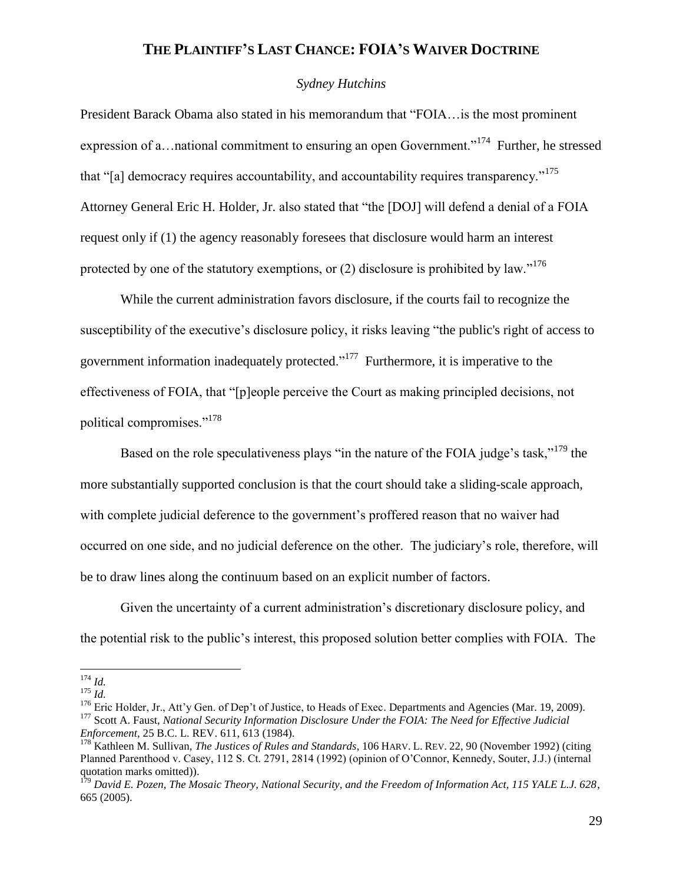President Barack Obama also stated in his memorandum that "FOIA…is the most prominent expression of a…national commitment to ensuring an open Government."[174] Further, he stressed that "[a] democracy requires accountability, and accountability requires transparency."[175] Attorney General Eric H. Holder, Jr. also stated that "the [DOJ] will defend a denial of a FOIA request only if (1) the agency reasonably foresees that disclosure would harm an interest protected by one of the statutory exemptions, or (2) disclosure is prohibited by law."[176]

While the current administration favors disclosure, if the courts fail to recognize the susceptibility of the executive's disclosure policy, it risks leaving "the public's right of access to government information inadequately protected."[177] Furthermore, it is imperative to the effectiveness of FOIA, that "[p]eople perceive the Court as making principled decisions, not political compromises."[178]

Based on the role speculativeness plays "in the nature of the FOIA judge's task,"[179] the more substantially supported conclusion is that the court should take a sliding-scale approach, with complete judicial deference to the government's proffered reason that no waiver had occurred on one side, and no judicial deference on the other. The judiciary's role, therefore, will be to draw lines along the continuum based on an explicit number of factors.

Given the uncertainty of a current administration's discretionary disclosure policy, and the potential risk to the public's interest, this proposed solution better complies with FOIA. The

---

[174] *Id.*

[175] *Id.*

[176] Eric Holder, Jr., Att'y Gen. of Dep't of Justice, to Heads of Exec. Departments and Agencies (Mar. 19, 2009).

[177] Scott A. Faust, *National Security Information Disclosure Under the FOIA: The Need for Effective Judicial Enforcement*, 25 B.C. L. REV. 611, 613 (1984).

[178] Kathleen M. Sullivan, *The Justices of Rules and Standards*, 106 HARV. L. REV. 22, 90 (November 1992) (citing Planned Parenthood v. Casey, 112 S. Ct. 2791, 2814 (1992) (opinion of O'Connor, Kennedy, Souter, J.J.) (internal quotation marks omitted)).

[179] *David E. Pozen, The Mosaic Theory, National Security, and the Freedom of Information Act, 115 YALE L.J. 628*, 665 (2005).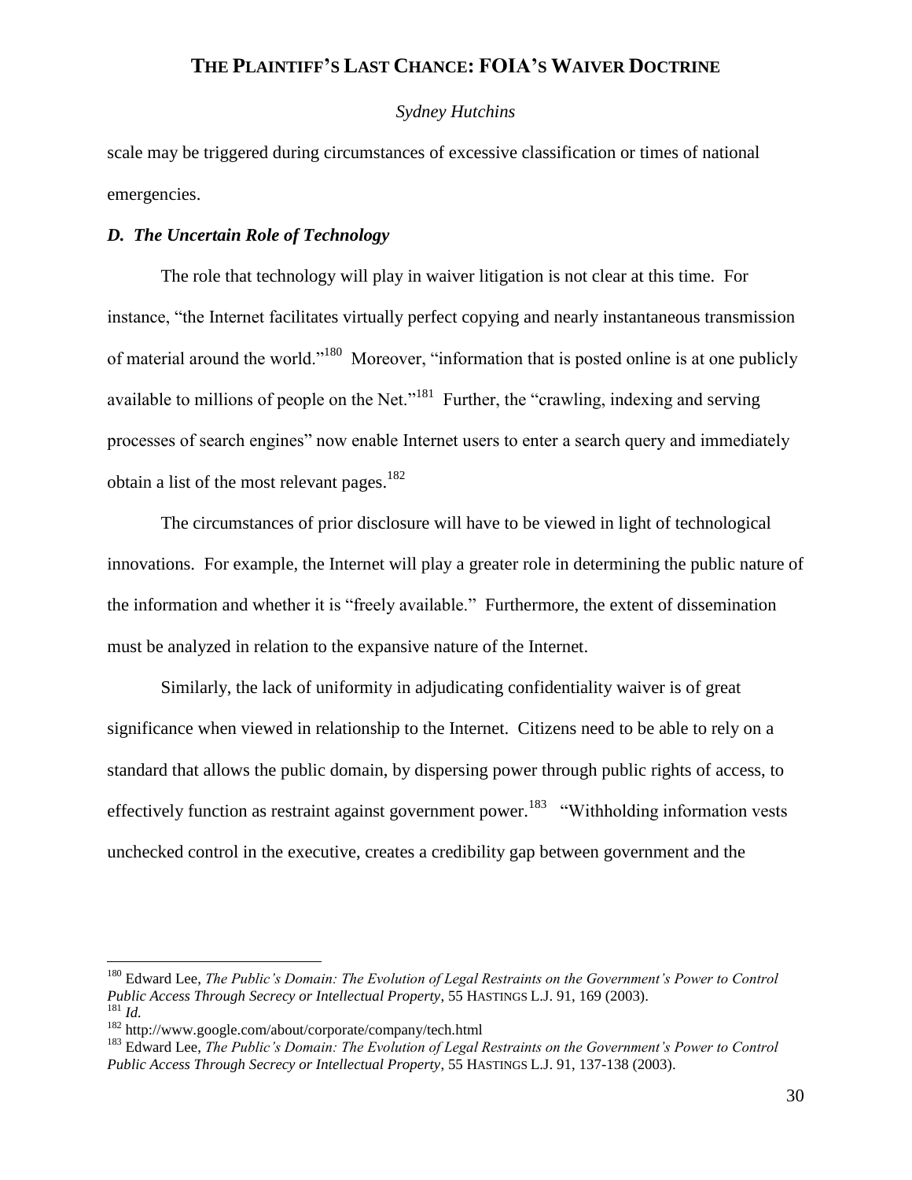scale may be triggered during circumstances of excessive classification or times of national emergencies.

### *D. The Uncertain Role of Technology*

The role that technology will play in waiver litigation is not clear at this time. For instance, "the Internet facilitates virtually perfect copying and nearly instantaneous transmission of material around the world."[180] Moreover, "information that is posted online is at one publicly available to millions of people on the Net."[181] Further, the "crawling, indexing and serving processes of search engines" now enable Internet users to enter a search query and immediately obtain a list of the most relevant pages.[182]

The circumstances of prior disclosure will have to be viewed in light of technological innovations. For example, the Internet will play a greater role in determining the public nature of the information and whether it is "freely available." Furthermore, the extent of dissemination must be analyzed in relation to the expansive nature of the Internet.

Similarly, the lack of uniformity in adjudicating confidentiality waiver is of great significance when viewed in relationship to the Internet. Citizens need to be able to rely on a standard that allows the public domain, by dispersing power through public rights of access, to effectively function as restraint against government power.[183] "Withholding information vests unchecked control in the executive, creates a credibility gap between government and the

---

[180] Edward Lee, *The Public's Domain: The Evolution of Legal Restraints on the Government's Power to Control Public Access Through Secrecy or Intellectual Property*, 55 HASTINGS L.J. 91, 169 (2003).

[181] *Id.*

[182] http://www.google.com/about/corporate/company/tech.html

[183] Edward Lee, *The Public's Domain: The Evolution of Legal Restraints on the Government's Power to Control Public Access Through Secrecy or Intellectual Property*, 55 HASTINGS L.J. 91, 137-138 (2003).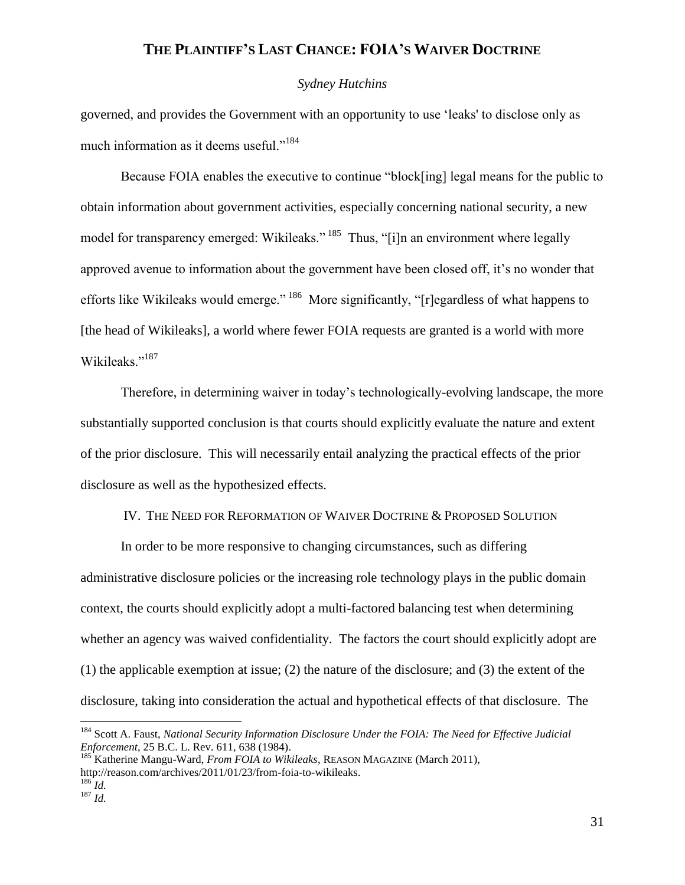governed, and provides the Government with an opportunity to use 'leaks' to disclose only as much information as it deems useful."[184]

Because FOIA enables the executive to continue "block[ing] legal means for the public to obtain information about government activities, especially concerning national security, a new model for transparency emerged: Wikileaks."[185] Thus, "[i]n an environment where legally approved avenue to information about the government have been closed off, it's no wonder that efforts like Wikileaks would emerge."[186] More significantly, "[r]egardless of what happens to [the head of Wikileaks], a world where fewer FOIA requests are granted is a world with more Wikileaks."[187]

Therefore, in determining waiver in today's technologically-evolving landscape, the more substantially supported conclusion is that courts should explicitly evaluate the nature and extent of the prior disclosure. This will necessarily entail analyzing the practical effects of the prior disclosure as well as the hypothesized effects.

## IV. The Need for Reformation of Waiver Doctrine & Proposed Solution

In order to be more responsive to changing circumstances, such as differing administrative disclosure policies or the increasing role technology plays in the public domain context, the courts should explicitly adopt a multi-factored balancing test when determining whether an agency was waived confidentiality. The factors the court should explicitly adopt are (1) the applicable exemption at issue; (2) the nature of the disclosure; and (3) the extent of the disclosure, taking into consideration the actual and hypothetical effects of that disclosure. The

---

[184] Scott A. Faust, *National Security Information Disclosure Under the FOIA: The Need for Effective Judicial Enforcement*, 25 B.C. L. Rev. 611, 638 (1984).

[185] Katherine Mangu-Ward, *From FOIA to Wikileaks*, REASON MAGAZINE (March 2011), http://reason.com/archives/2011/01/23/from-foia-to-wikileaks.

[186] *Id.*

[187] *Id.*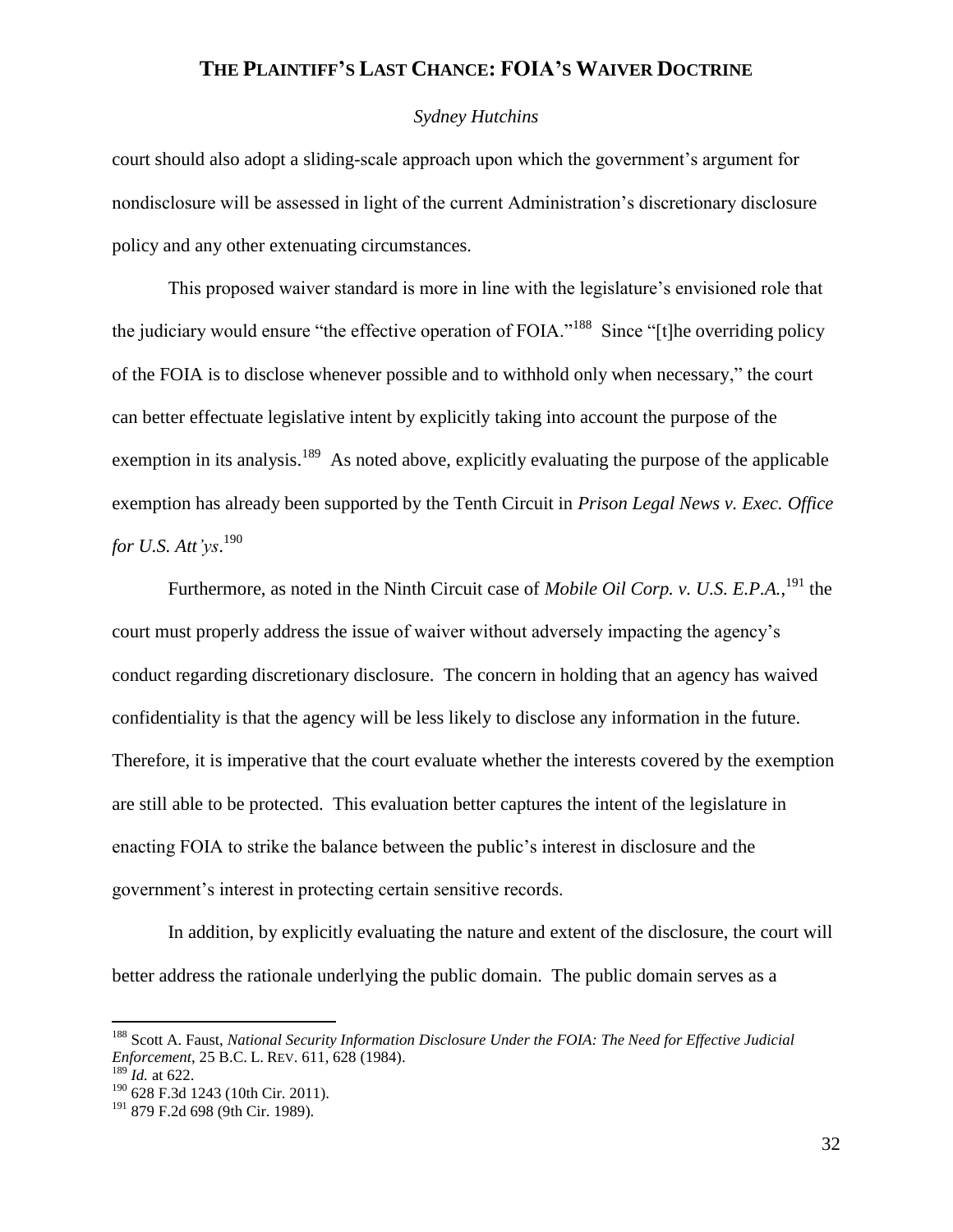court should also adopt a sliding-scale approach upon which the government's argument for nondisclosure will be assessed in light of the current Administration's discretionary disclosure policy and any other extenuating circumstances.

This proposed waiver standard is more in line with the legislature's envisioned role that the judiciary would ensure "the effective operation of FOIA."[188] Since "[t]he overriding policy of the FOIA is to disclose whenever possible and to withhold only when necessary," the court can better effectuate legislative intent by explicitly taking into account the purpose of the exemption in its analysis.[189] As noted above, explicitly evaluating the purpose of the applicable exemption has already been supported by the Tenth Circuit in *Prison Legal News v. Exec. Office for U.S. Att'ys*.[190]

Furthermore, as noted in the Ninth Circuit case of *Mobile Oil Corp. v. U.S. E.P.A.*,[191] the court must properly address the issue of waiver without adversely impacting the agency's conduct regarding discretionary disclosure. The concern in holding that an agency has waived confidentiality is that the agency will be less likely to disclose any information in the future. Therefore, it is imperative that the court evaluate whether the interests covered by the exemption are still able to be protected. This evaluation better captures the intent of the legislature in enacting FOIA to strike the balance between the public's interest in disclosure and the government's interest in protecting certain sensitive records.

In addition, by explicitly evaluating the nature and extent of the disclosure, the court will better address the rationale underlying the public domain. The public domain serves as a

---

[188] Scott A. Faust, *National Security Information Disclosure Under the FOIA: The Need for Effective Judicial Enforcement*, 25 B.C. L. REV. 611, 628 (1984).

[189] *Id.* at 622.

[190] 628 F.3d 1243 (10th Cir. 2011).

[191] 879 F.2d 698 (9th Cir. 1989).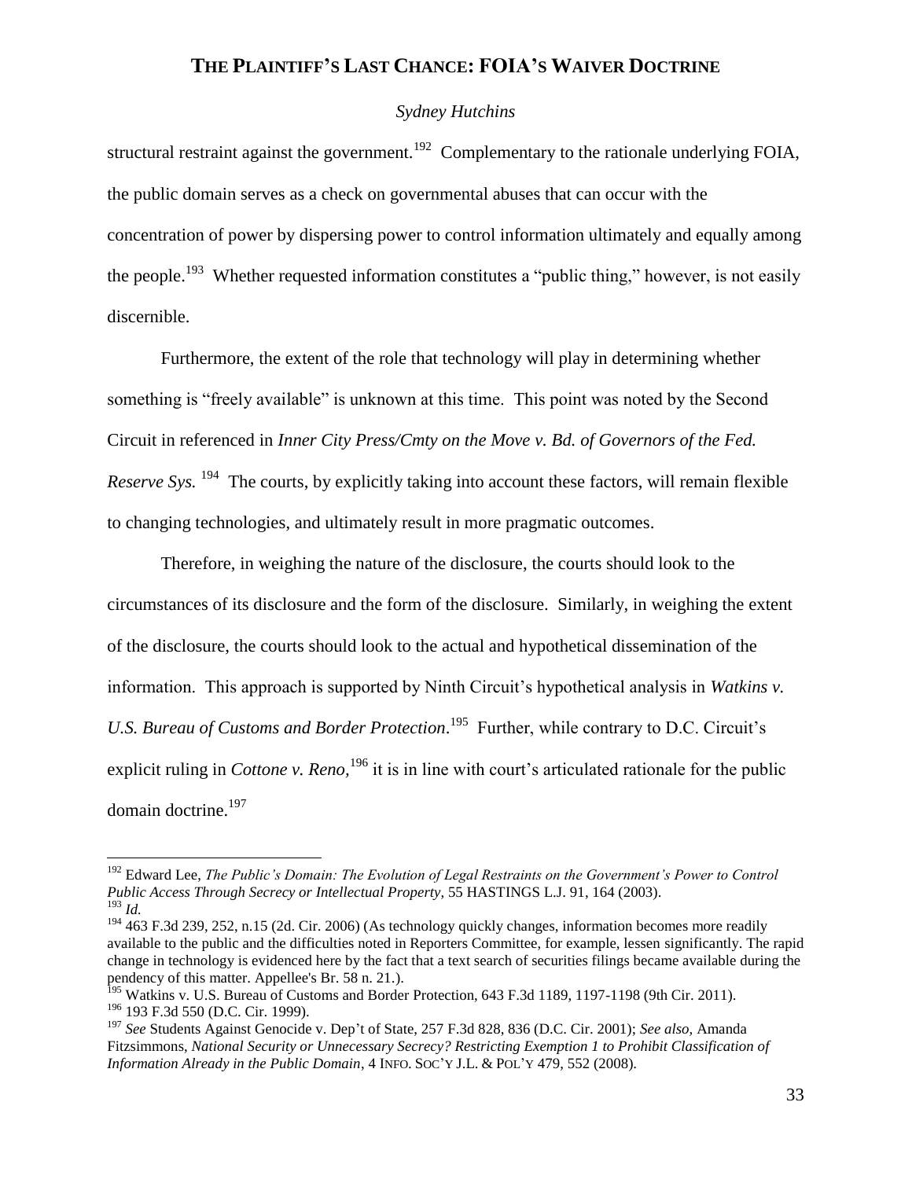structural restraint against the government.[192] Complementary to the rationale underlying FOIA, the public domain serves as a check on governmental abuses that can occur with the concentration of power by dispersing power to control information ultimately and equally among the people.[193] Whether requested information constitutes a "public thing," however, is not easily discernible.

Furthermore, the extent of the role that technology will play in determining whether something is "freely available" is unknown at this time. This point was noted by the Second Circuit in referenced in *Inner City Press/Cmty on the Move v. Bd. of Governors of the Fed. Reserve Sys.* [194] The courts, by explicitly taking into account these factors, will remain flexible to changing technologies, and ultimately result in more pragmatic outcomes.

Therefore, in weighing the nature of the disclosure, the courts should look to the circumstances of its disclosure and the form of the disclosure. Similarly, in weighing the extent of the disclosure, the courts should look to the actual and hypothetical dissemination of the information. This approach is supported by Ninth Circuit's hypothetical analysis in *Watkins v. U.S. Bureau of Customs and Border Protection*.[195] Further, while contrary to D.C. Circuit's explicit ruling in *Cottone v. Reno*,[196] it is in line with court's articulated rationale for the public domain doctrine.[197]

---

[192] Edward Lee, *The Public's Domain: The Evolution of Legal Restraints on the Government's Power to Control Public Access Through Secrecy or Intellectual Property*, 55 HASTINGS L.J. 91, 164 (2003).

[193] *Id.*

[194] 463 F.3d 239, 252, n.15 (2d. Cir. 2006) (As technology quickly changes, information becomes more readily available to the public and the difficulties noted in Reporters Committee, for example, lessen significantly. The rapid change in technology is evidenced here by the fact that a text search of securities filings became available during the pendency of this matter. Appellee's Br. 58 n. 21.).

[195] Watkins v. U.S. Bureau of Customs and Border Protection, 643 F.3d 1189, 1197-1198 (9th Cir. 2011).

[196] 193 F.3d 550 (D.C. Cir. 1999).

[197] *See* Students Against Genocide v. Dep't of State, 257 F.3d 828, 836 (D.C. Cir. 2001); *See also,* Amanda Fitzsimmons, *National Security or Unnecessary Secrecy? Restricting Exemption 1 to Prohibit Classification of Information Already in the Public Domain*, 4 INFO. SOC'Y J.L. & POL'Y 479, 552 (2008).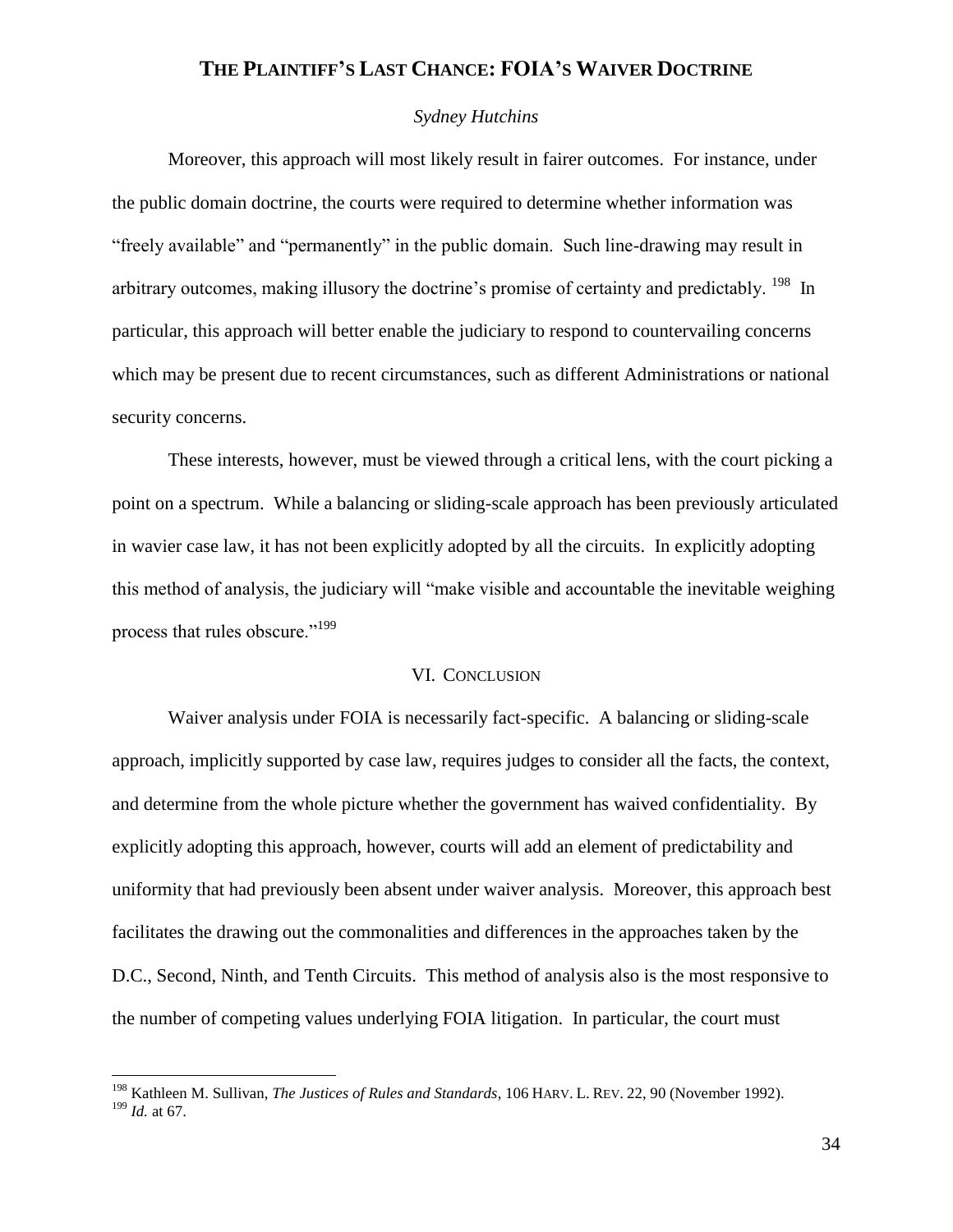Moreover, this approach will most likely result in fairer outcomes. For instance, under the public domain doctrine, the courts were required to determine whether information was "freely available" and "permanently" in the public domain. Such line-drawing may result in arbitrary outcomes, making illusory the doctrine's promise of certainty and predictably. [198] In particular, this approach will better enable the judiciary to respond to countervailing concerns which may be present due to recent circumstances, such as different Administrations or national security concerns.

These interests, however, must be viewed through a critical lens, with the court picking a point on a spectrum. While a balancing or sliding-scale approach has been previously articulated in wavier case law, it has not been explicitly adopted by all the circuits. In explicitly adopting this method of analysis, the judiciary will "make visible and accountable the inevitable weighing process that rules obscure."[199]

## VI. Conclusion

Waiver analysis under FOIA is necessarily fact-specific. A balancing or sliding-scale approach, implicitly supported by case law, requires judges to consider all the facts, the context, and determine from the whole picture whether the government has waived confidentiality. By explicitly adopting this approach, however, courts will add an element of predictability and uniformity that had previously been absent under waiver analysis. Moreover, this approach best facilitates the drawing out the commonalities and differences in the approaches taken by the D.C., Second, Ninth, and Tenth Circuits. This method of analysis also is the most responsive to the number of competing values underlying FOIA litigation. In particular, the court must

---

[198] Kathleen M. Sullivan, *The Justices of Rules and Standards*, 106 HARV. L. REV. 22, 90 (November 1992).
[199] *Id.* at 67.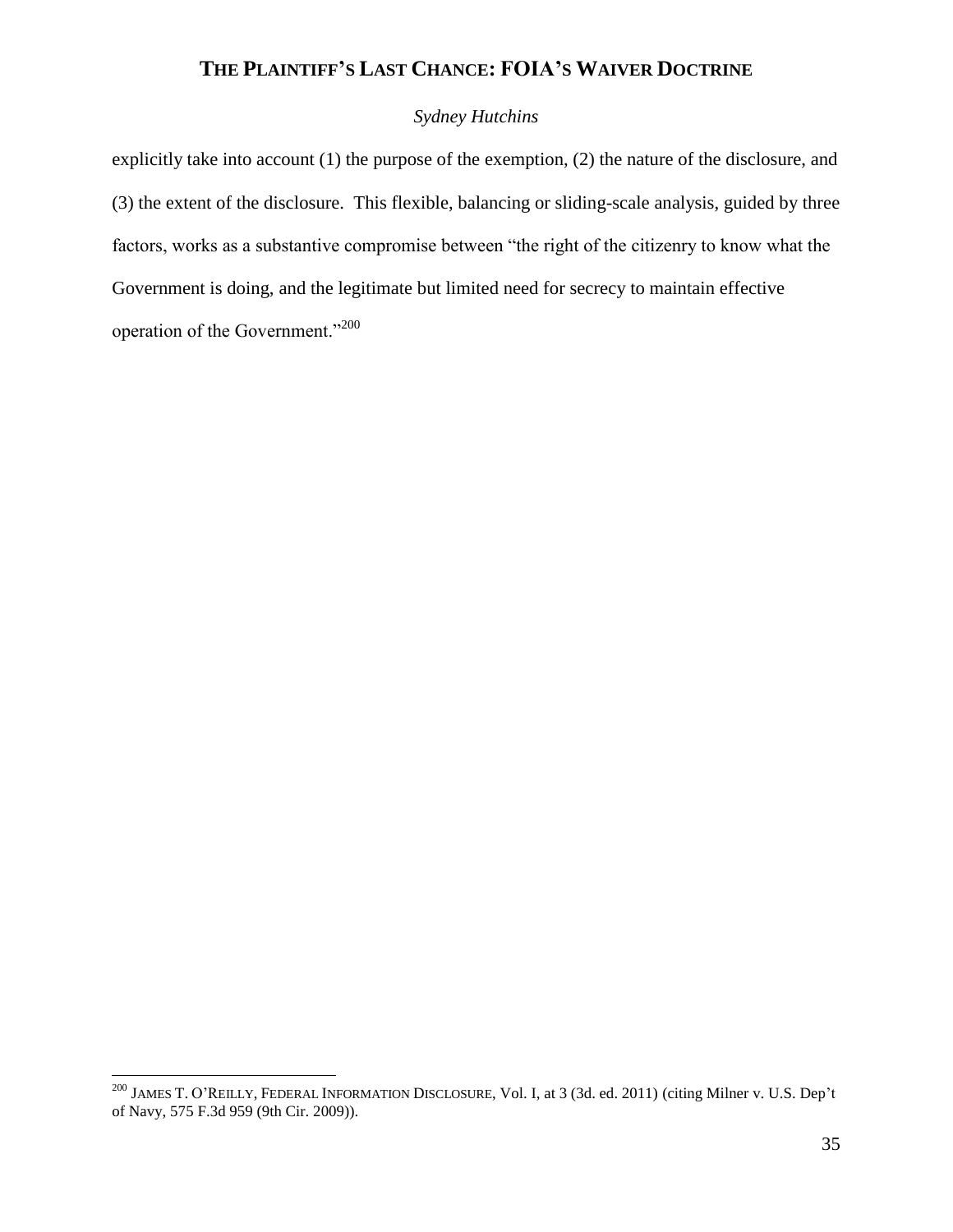explicitly take into account (1) the purpose of the exemption, (2) the nature of the disclosure, and (3) the extent of the disclosure. This flexible, balancing or sliding-scale analysis, guided by three factors, works as a substantive compromise between "the right of the citizenry to know what the Government is doing, and the legitimate but limited need for secrecy to maintain effective operation of the Government."[200]

---

[200] JAMES T. O'REILLY, FEDERAL INFORMATION DISCLOSURE, Vol. I, at 3 (3d. ed. 2011) (citing Milner v. U.S. Dep't of Navy, 575 F.3d 959 (9th Cir. 2009)).